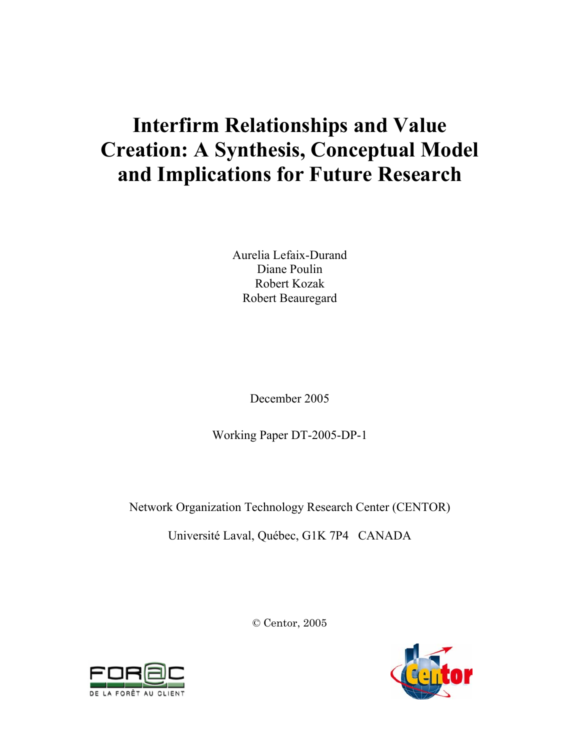# Interfirm Relationships and Value Creation: A Synthesis, Conceptual Model and Implications for Future Research

Aurelia Lefaix-Durand
Diane Poulin
Robert Kozak
Robert Beauregard

December 2005

Working Paper DT-2005-DP-1

Network Organization Technology Research Center (CENTOR)

Université Laval, Québec, G1K 7P4 CANADA

© Centor, 2005

FOR@C DE LA FORÊT AU CLIENT

Centor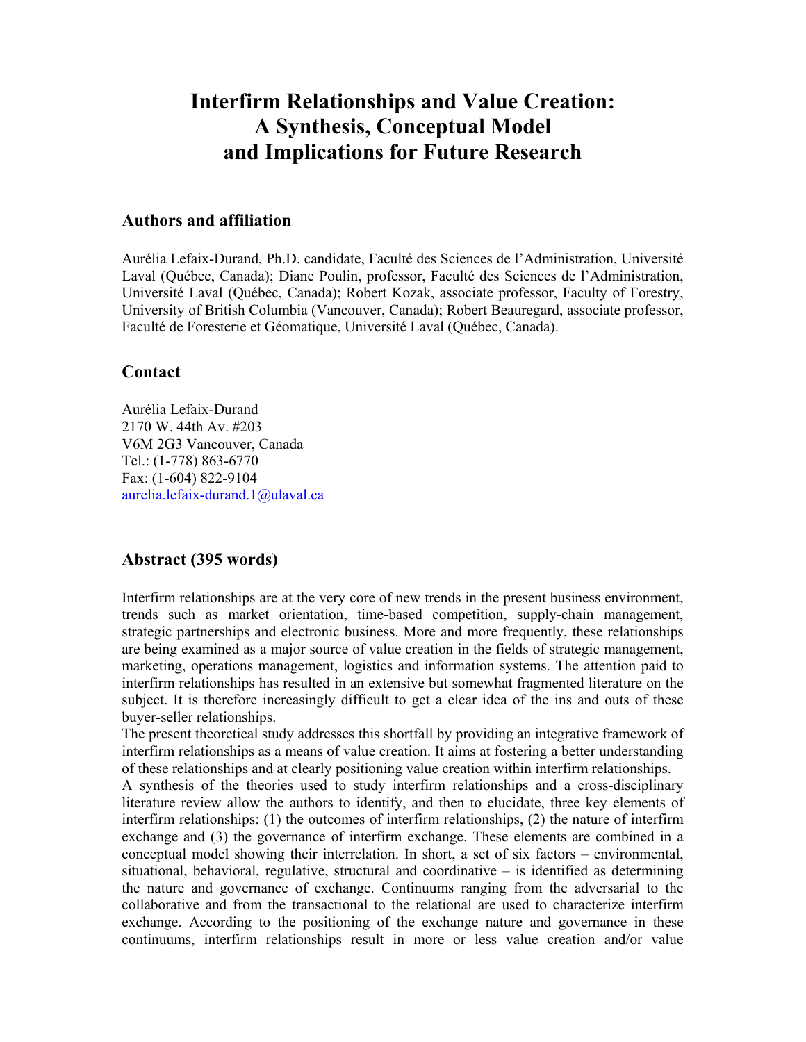# Interfirm Relationships and Value Creation: A Synthesis, Conceptual Model and Implications for Future Research

### Authors and affiliation

Aurélia Lefaix-Durand, Ph.D. candidate, Faculté des Sciences de l'Administration, Université Laval (Québec, Canada); Diane Poulin, professor, Faculté des Sciences de l'Administration, Université Laval (Québec, Canada); Robert Kozak, associate professor, Faculty of Forestry, University of British Columbia (Vancouver, Canada); Robert Beauregard, associate professor, Faculté de Foresterie et Géomatique, Université Laval (Québec, Canada).

### Contact

Aurélia Lefaix-Durand
2170 W. 44th Av. #203
V6M 2G3 Vancouver, Canada
Tel.: (1-778) 863-6770
Fax: (1-604) 822-9104
aurelia.lefaix-durand.1@ulaval.ca

### Abstract (395 words)

Interfirm relationships are at the very core of new trends in the present business environment, trends such as market orientation, time-based competition, supply-chain management, strategic partnerships and electronic business. More and more frequently, these relationships are being examined as a major source of value creation in the fields of strategic management, marketing, operations management, logistics and information systems. The attention paid to interfirm relationships has resulted in an extensive but somewhat fragmented literature on the subject. It is therefore increasingly difficult to get a clear idea of the ins and outs of these buyer-seller relationships.

The present theoretical study addresses this shortfall by providing an integrative framework of interfirm relationships as a means of value creation. It aims at fostering a better understanding of these relationships and at clearly positioning value creation within interfirm relationships.

A synthesis of the theories used to study interfirm relationships and a cross-disciplinary literature review allow the authors to identify, and then to elucidate, three key elements of interfirm relationships: (1) the outcomes of interfirm relationships, (2) the nature of interfirm exchange and (3) the governance of interfirm exchange. These elements are combined in a conceptual model showing their interrelation. In short, a set of six factors – environmental, situational, behavioral, regulative, structural and coordinative – is identified as determining the nature and governance of exchange. Continuums ranging from the adversarial to the collaborative and from the transactional to the relational are used to characterize interfirm exchange. According to the positioning of the exchange nature and governance in these continuums, interfirm relationships result in more or less value creation and/or value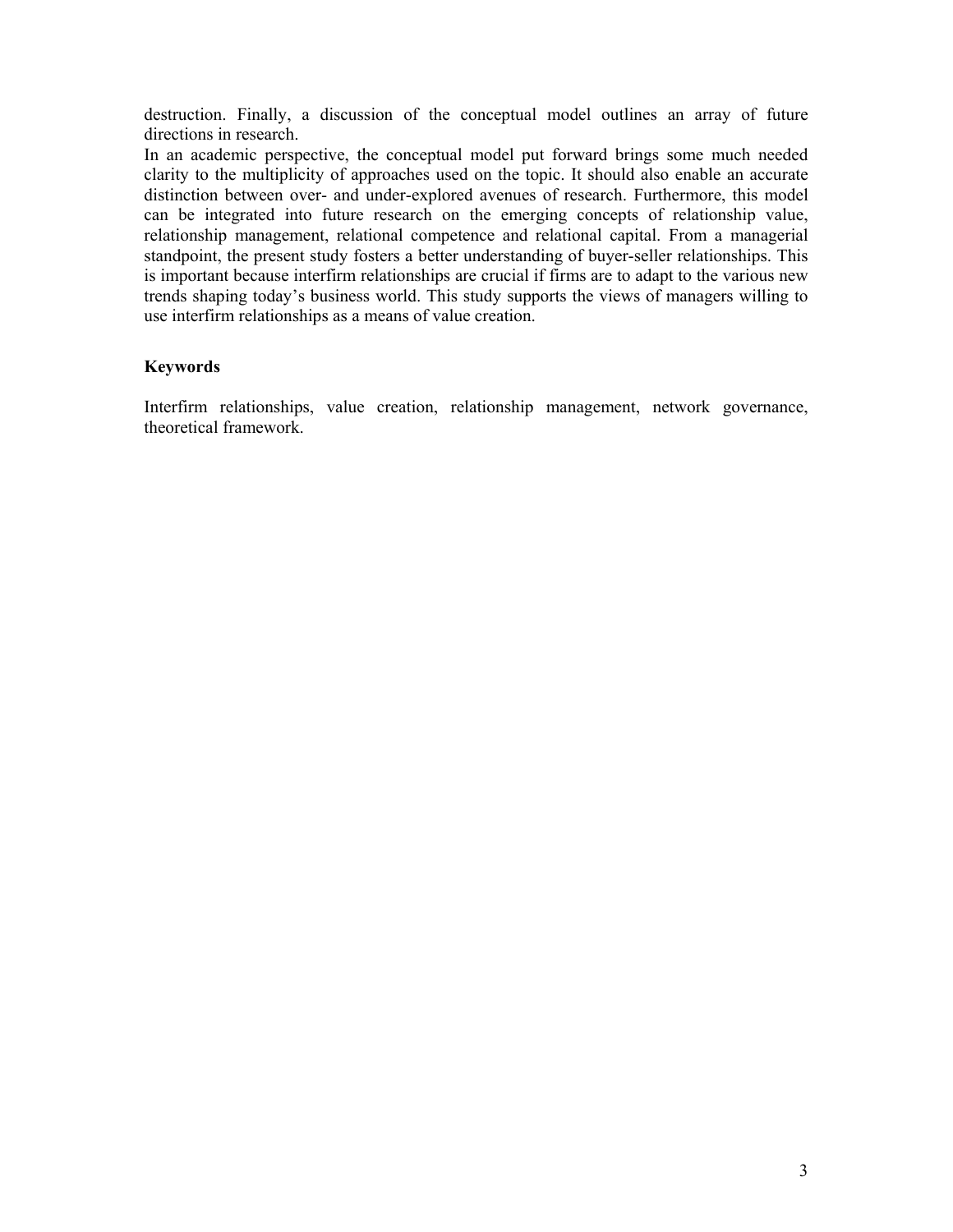destruction. Finally, a discussion of the conceptual model outlines an array of future directions in research.

In an academic perspective, the conceptual model put forward brings some much needed clarity to the multiplicity of approaches used on the topic. It should also enable an accurate distinction between over- and under-explored avenues of research. Furthermore, this model can be integrated into future research on the emerging concepts of relationship value, relationship management, relational competence and relational capital. From a managerial standpoint, the present study fosters a better understanding of buyer-seller relationships. This is important because interfirm relationships are crucial if firms are to adapt to the various new trends shaping today's business world. This study supports the views of managers willing to use interfirm relationships as a means of value creation.

**Keywords**

Interfirm relationships, value creation, relationship management, network governance, theoretical framework.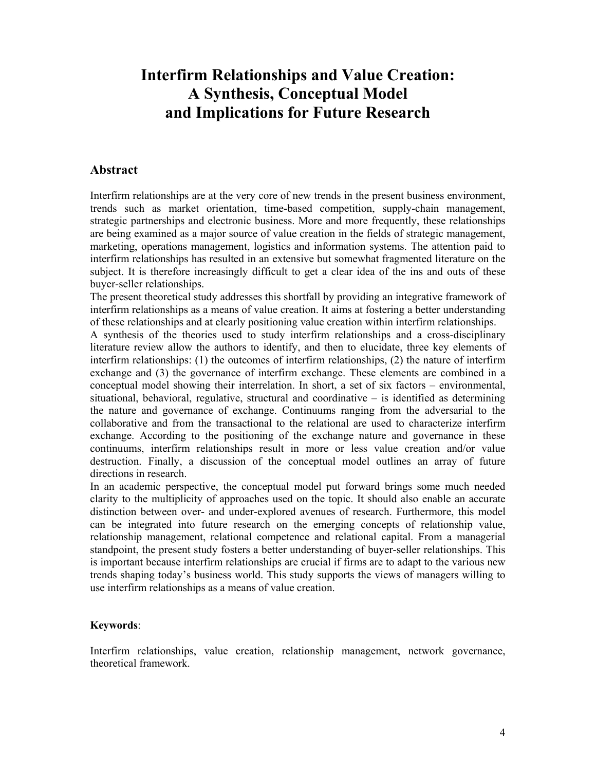# Interfirm Relationships and Value Creation: A Synthesis, Conceptual Model and Implications for Future Research

## Abstract

Interfirm relationships are at the very core of new trends in the present business environment, trends such as market orientation, time-based competition, supply-chain management, strategic partnerships and electronic business. More and more frequently, these relationships are being examined as a major source of value creation in the fields of strategic management, marketing, operations management, logistics and information systems. The attention paid to interfirm relationships has resulted in an extensive but somewhat fragmented literature on the subject. It is therefore increasingly difficult to get a clear idea of the ins and outs of these buyer-seller relationships.

The present theoretical study addresses this shortfall by providing an integrative framework of interfirm relationships as a means of value creation. It aims at fostering a better understanding of these relationships and at clearly positioning value creation within interfirm relationships.

A synthesis of the theories used to study interfirm relationships and a cross-disciplinary literature review allow the authors to identify, and then to elucidate, three key elements of interfirm relationships: (1) the outcomes of interfirm relationships, (2) the nature of interfirm exchange and (3) the governance of interfirm exchange. These elements are combined in a conceptual model showing their interrelation. In short, a set of six factors – environmental, situational, behavioral, regulative, structural and coordinative – is identified as determining the nature and governance of exchange. Continuums ranging from the adversarial to the collaborative and from the transactional to the relational are used to characterize interfirm exchange. According to the positioning of the exchange nature and governance in these continuums, interfirm relationships result in more or less value creation and/or value destruction. Finally, a discussion of the conceptual model outlines an array of future directions in research.

In an academic perspective, the conceptual model put forward brings some much needed clarity to the multiplicity of approaches used on the topic. It should also enable an accurate distinction between over- and under-explored avenues of research. Furthermore, this model can be integrated into future research on the emerging concepts of relationship value, relationship management, relational competence and relational capital. From a managerial standpoint, the present study fosters a better understanding of buyer-seller relationships. This is important because interfirm relationships are crucial if firms are to adapt to the various new trends shaping today's business world. This study supports the views of managers willing to use interfirm relationships as a means of value creation.

**Keywords**:

Interfirm relationships, value creation, relationship management, network governance, theoretical framework.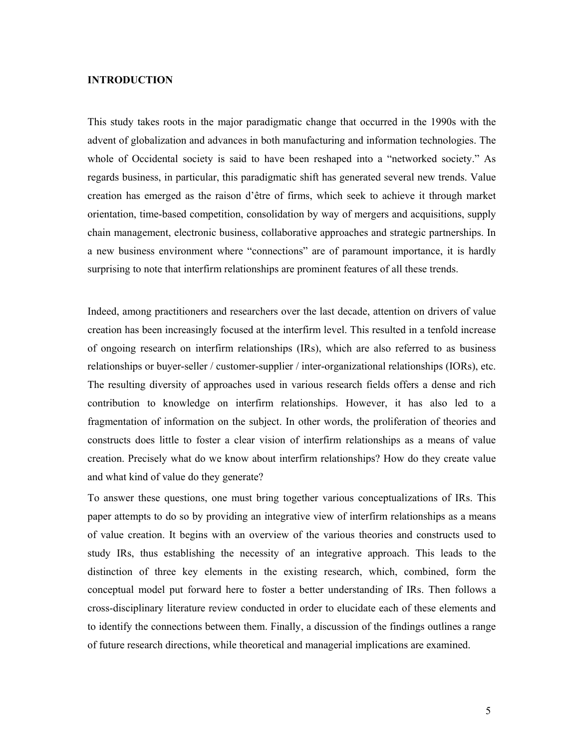**INTRODUCTION**

This study takes roots in the major paradigmatic change that occurred in the 1990s with the advent of globalization and advances in both manufacturing and information technologies. The whole of Occidental society is said to have been reshaped into a "networked society." As regards business, in particular, this paradigmatic shift has generated several new trends. Value creation has emerged as the raison d'être of firms, which seek to achieve it through market orientation, time-based competition, consolidation by way of mergers and acquisitions, supply chain management, electronic business, collaborative approaches and strategic partnerships. In a new business environment where "connections" are of paramount importance, it is hardly surprising to note that interfirm relationships are prominent features of all these trends.

Indeed, among practitioners and researchers over the last decade, attention on drivers of value creation has been increasingly focused at the interfirm level. This resulted in a tenfold increase of ongoing research on interfirm relationships (IRs), which are also referred to as business relationships or buyer-seller / customer-supplier / inter-organizational relationships (IORs), etc. The resulting diversity of approaches used in various research fields offers a dense and rich contribution to knowledge on interfirm relationships. However, it has also led to a fragmentation of information on the subject. In other words, the proliferation of theories and constructs does little to foster a clear vision of interfirm relationships as a means of value creation. Precisely what do we know about interfirm relationships? How do they create value and what kind of value do they generate?

To answer these questions, one must bring together various conceptualizations of IRs. This paper attempts to do so by providing an integrative view of interfirm relationships as a means of value creation. It begins with an overview of the various theories and constructs used to study IRs, thus establishing the necessity of an integrative approach. This leads to the distinction of three key elements in the existing research, which, combined, form the conceptual model put forward here to foster a better understanding of IRs. Then follows a cross-disciplinary literature review conducted in order to elucidate each of these elements and to identify the connections between them. Finally, a discussion of the findings outlines a range of future research directions, while theoretical and managerial implications are examined.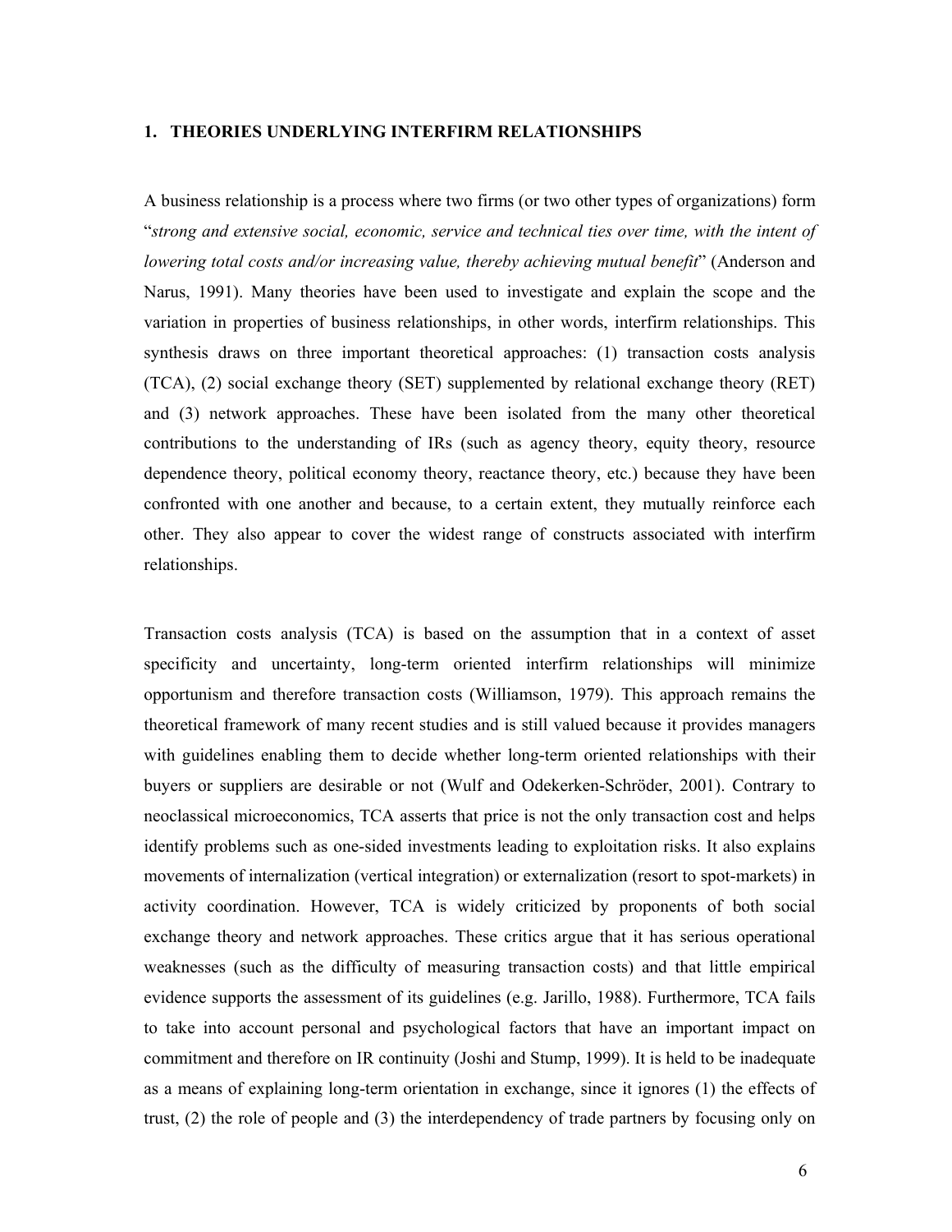## 1. THEORIES UNDERLYING INTERFIRM RELATIONSHIPS

A business relationship is a process where two firms (or two other types of organizations) form "*strong and extensive social, economic, service and technical ties over time, with the intent of lowering total costs and/or increasing value, thereby achieving mutual benefit*" (Anderson and Narus, 1991). Many theories have been used to investigate and explain the scope and the variation in properties of business relationships, in other words, interfirm relationships. This synthesis draws on three important theoretical approaches: (1) transaction costs analysis (TCA), (2) social exchange theory (SET) supplemented by relational exchange theory (RET) and (3) network approaches. These have been isolated from the many other theoretical contributions to the understanding of IRs (such as agency theory, equity theory, resource dependence theory, political economy theory, reactance theory, etc.) because they have been confronted with one another and because, to a certain extent, they mutually reinforce each other. They also appear to cover the widest range of constructs associated with interfirm relationships.

Transaction costs analysis (TCA) is based on the assumption that in a context of asset specificity and uncertainty, long-term oriented interfirm relationships will minimize opportunism and therefore transaction costs (Williamson, 1979). This approach remains the theoretical framework of many recent studies and is still valued because it provides managers with guidelines enabling them to decide whether long-term oriented relationships with their buyers or suppliers are desirable or not (Wulf and Odekerken-Schröder, 2001). Contrary to neoclassical microeconomics, TCA asserts that price is not the only transaction cost and helps identify problems such as one-sided investments leading to exploitation risks. It also explains movements of internalization (vertical integration) or externalization (resort to spot-markets) in activity coordination. However, TCA is widely criticized by proponents of both social exchange theory and network approaches. These critics argue that it has serious operational weaknesses (such as the difficulty of measuring transaction costs) and that little empirical evidence supports the assessment of its guidelines (e.g. Jarillo, 1988). Furthermore, TCA fails to take into account personal and psychological factors that have an important impact on commitment and therefore on IR continuity (Joshi and Stump, 1999). It is held to be inadequate as a means of explaining long-term orientation in exchange, since it ignores (1) the effects of trust, (2) the role of people and (3) the interdependency of trade partners by focusing only on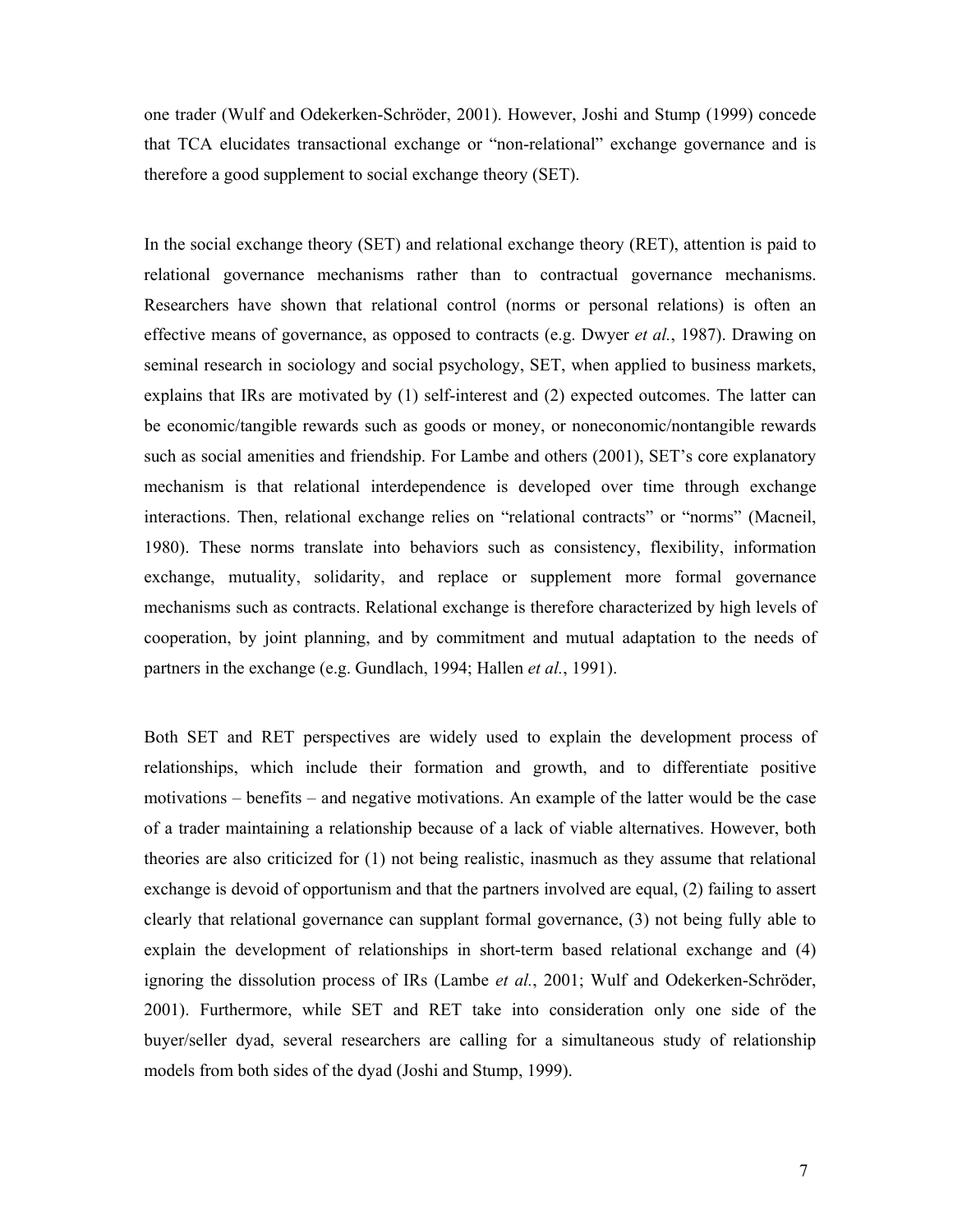one trader (Wulf and Odekerken-Schröder, 2001). However, Joshi and Stump (1999) concede that TCA elucidates transactional exchange or "non-relational" exchange governance and is therefore a good supplement to social exchange theory (SET).

In the social exchange theory (SET) and relational exchange theory (RET), attention is paid to relational governance mechanisms rather than to contractual governance mechanisms. Researchers have shown that relational control (norms or personal relations) is often an effective means of governance, as opposed to contracts (e.g. Dwyer *et al.*, 1987). Drawing on seminal research in sociology and social psychology, SET, when applied to business markets, explains that IRs are motivated by (1) self-interest and (2) expected outcomes. The latter can be economic/tangible rewards such as goods or money, or noneconomic/nontangible rewards such as social amenities and friendship. For Lambe and others (2001), SET's core explanatory mechanism is that relational interdependence is developed over time through exchange interactions. Then, relational exchange relies on "relational contracts" or "norms" (Macneil, 1980). These norms translate into behaviors such as consistency, flexibility, information exchange, mutuality, solidarity, and replace or supplement more formal governance mechanisms such as contracts. Relational exchange is therefore characterized by high levels of cooperation, by joint planning, and by commitment and mutual adaptation to the needs of partners in the exchange (e.g. Gundlach, 1994; Hallen *et al.*, 1991).

Both SET and RET perspectives are widely used to explain the development process of relationships, which include their formation and growth, and to differentiate positive motivations – benefits – and negative motivations. An example of the latter would be the case of a trader maintaining a relationship because of a lack of viable alternatives. However, both theories are also criticized for (1) not being realistic, inasmuch as they assume that relational exchange is devoid of opportunism and that the partners involved are equal, (2) failing to assert clearly that relational governance can supplant formal governance, (3) not being fully able to explain the development of relationships in short-term based relational exchange and (4) ignoring the dissolution process of IRs (Lambe *et al.*, 2001; Wulf and Odekerken-Schröder, 2001). Furthermore, while SET and RET take into consideration only one side of the buyer/seller dyad, several researchers are calling for a simultaneous study of relationship models from both sides of the dyad (Joshi and Stump, 1999).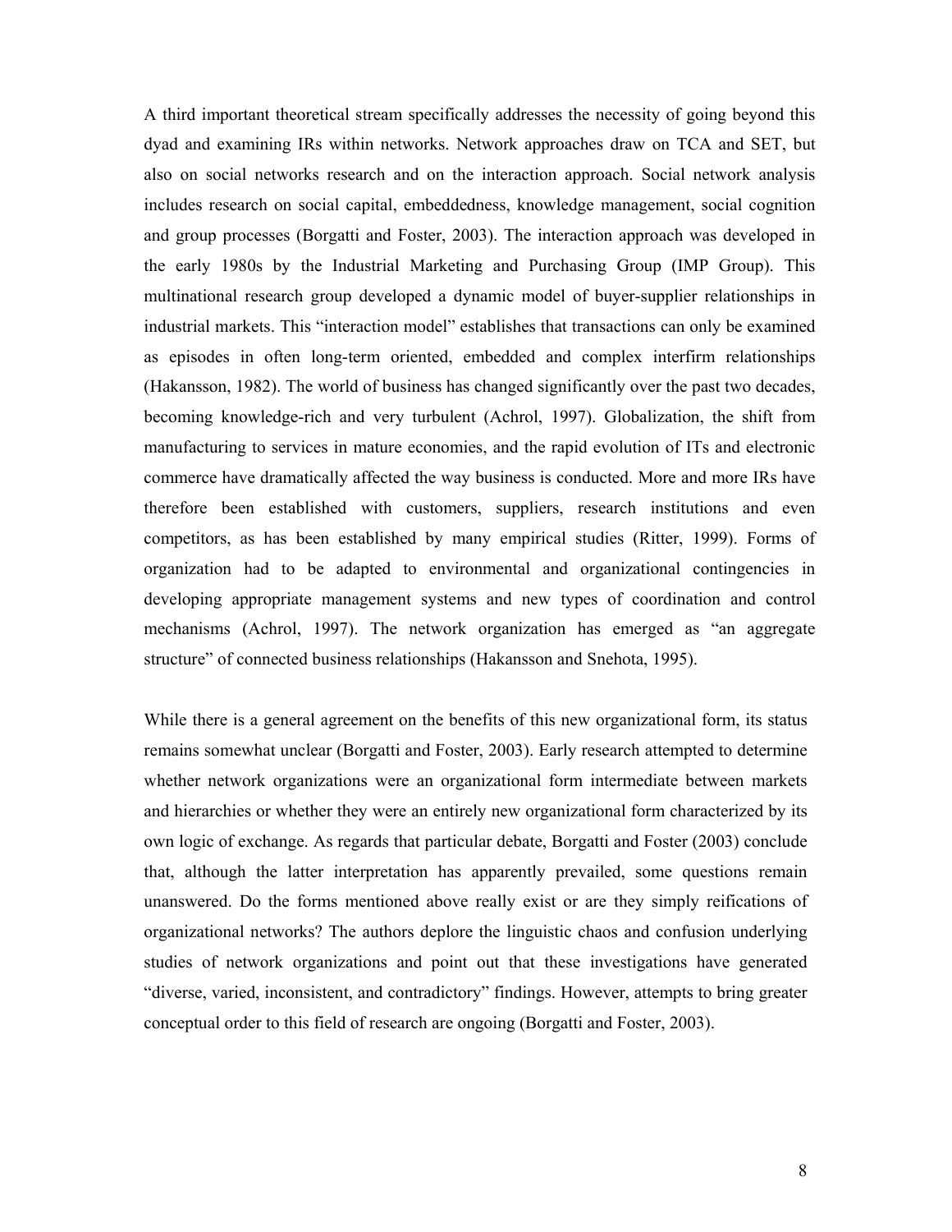A third important theoretical stream specifically addresses the necessity of going beyond this dyad and examining IRs within networks. Network approaches draw on TCA and SET, but also on social networks research and on the interaction approach. Social network analysis includes research on social capital, embeddedness, knowledge management, social cognition and group processes (Borgatti and Foster, 2003). The interaction approach was developed in the early 1980s by the Industrial Marketing and Purchasing Group (IMP Group). This multinational research group developed a dynamic model of buyer-supplier relationships in industrial markets. This "interaction model" establishes that transactions can only be examined as episodes in often long-term oriented, embedded and complex interfirm relationships (Hakansson, 1982). The world of business has changed significantly over the past two decades, becoming knowledge-rich and very turbulent (Achrol, 1997). Globalization, the shift from manufacturing to services in mature economies, and the rapid evolution of ITs and electronic commerce have dramatically affected the way business is conducted. More and more IRs have therefore been established with customers, suppliers, research institutions and even competitors, as has been established by many empirical studies (Ritter, 1999). Forms of organization had to be adapted to environmental and organizational contingencies in developing appropriate management systems and new types of coordination and control mechanisms (Achrol, 1997). The network organization has emerged as "an aggregate structure" of connected business relationships (Hakansson and Snehota, 1995).

While there is a general agreement on the benefits of this new organizational form, its status remains somewhat unclear (Borgatti and Foster, 2003). Early research attempted to determine whether network organizations were an organizational form intermediate between markets and hierarchies or whether they were an entirely new organizational form characterized by its own logic of exchange. As regards that particular debate, Borgatti and Foster (2003) conclude that, although the latter interpretation has apparently prevailed, some questions remain unanswered. Do the forms mentioned above really exist or are they simply reifications of organizational networks? The authors deplore the linguistic chaos and confusion underlying studies of network organizations and point out that these investigations have generated "diverse, varied, inconsistent, and contradictory" findings. However, attempts to bring greater conceptual order to this field of research are ongoing (Borgatti and Foster, 2003).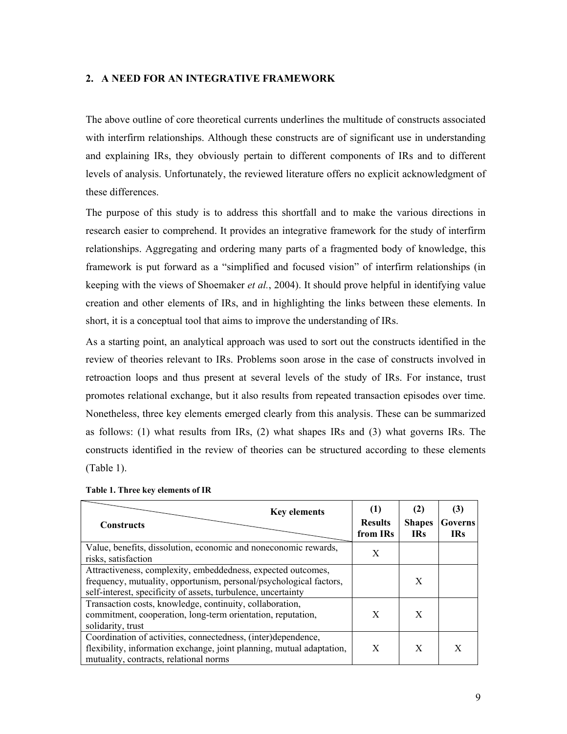## 2. A NEED FOR AN INTEGRATIVE FRAMEWORK

The above outline of core theoretical currents underlines the multitude of constructs associated with interfirm relationships. Although these constructs are of significant use in understanding and explaining IRs, they obviously pertain to different components of IRs and to different levels of analysis. Unfortunately, the reviewed literature offers no explicit acknowledgment of these differences.

The purpose of this study is to address this shortfall and to make the various directions in research easier to comprehend. It provides an integrative framework for the study of interfirm relationships. Aggregating and ordering many parts of a fragmented body of knowledge, this framework is put forward as a "simplified and focused vision" of interfirm relationships (in keeping with the views of Shoemaker *et al.*, 2004). It should prove helpful in identifying value creation and other elements of IRs, and in highlighting the links between these elements. In short, it is a conceptual tool that aims to improve the understanding of IRs.

As a starting point, an analytical approach was used to sort out the constructs identified in the review of theories relevant to IRs. Problems soon arose in the case of constructs involved in retroaction loops and thus present at several levels of the study of IRs. For instance, trust promotes relational exchange, but it also results from repeated transaction episodes over time. Nonetheless, three key elements emerged clearly from this analysis. These can be summarized as follows: (1) what results from IRs, (2) what shapes IRs and (3) what governs IRs. The constructs identified in the review of theories can be structured according to these elements (Table 1).

**Table 1. Three key elements of IR**

| Constructs \ Key elements | (1) Results from IRs | (2) Shapes IRs | (3) Governs IRs |
|---|---|---|---|
| Value, benefits, dissolution, economic and noneconomic rewards, risks, satisfaction | X | | |
| Attractiveness, complexity, embeddedness, expected outcomes, frequency, mutuality, opportunism, personal/psychological factors, self-interest, specificity of assets, turbulence, uncertainty | | X | |
| Transaction costs, knowledge, continuity, collaboration, commitment, cooperation, long-term orientation, reputation, solidarity, trust | X | X | |
| Coordination of activities, connectedness, (inter)dependence, flexibility, information exchange, joint planning, mutual adaptation, mutuality, contracts, relational norms | X | X | X |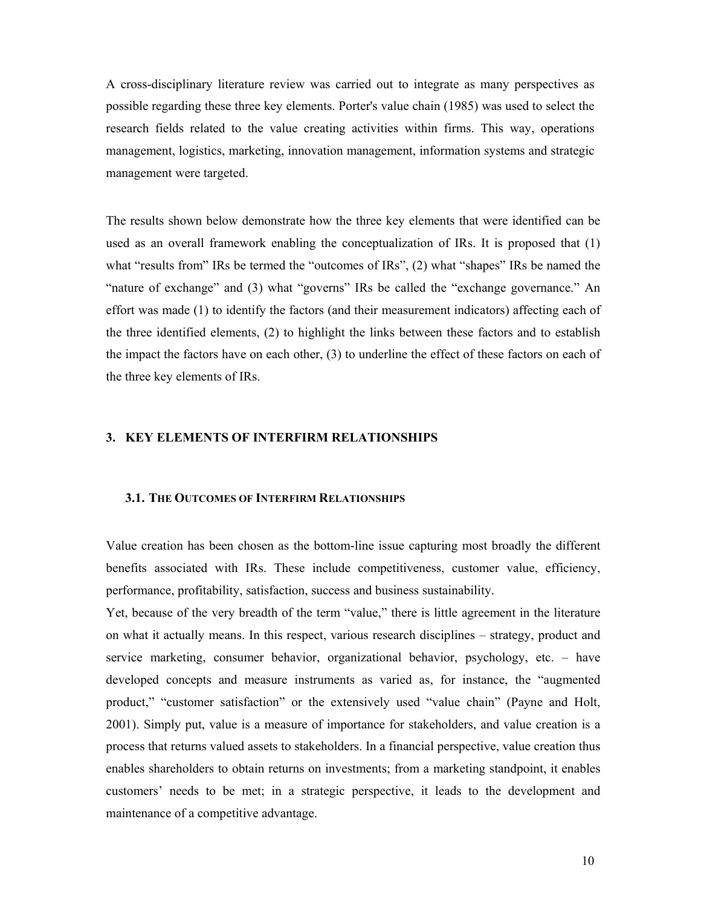A cross-disciplinary literature review was carried out to integrate as many perspectives as possible regarding these three key elements. Porter's value chain (1985) was used to select the research fields related to the value creating activities within firms. This way, operations management, logistics, marketing, innovation management, information systems and strategic management were targeted.

The results shown below demonstrate how the three key elements that were identified can be used as an overall framework enabling the conceptualization of IRs. It is proposed that (1) what "results from" IRs be termed the "outcomes of IRs", (2) what "shapes" IRs be named the "nature of exchange" and (3) what "governs" IRs be called the "exchange governance." An effort was made (1) to identify the factors (and their measurement indicators) affecting each of the three identified elements, (2) to highlight the links between these factors and to establish the impact the factors have on each other, (3) to underline the effect of these factors on each of the three key elements of IRs.

## 3. KEY ELEMENTS OF INTERFIRM RELATIONSHIPS

### 3.1. THE OUTCOMES OF INTERFIRM RELATIONSHIPS

Value creation has been chosen as the bottom-line issue capturing most broadly the different benefits associated with IRs. These include competitiveness, customer value, efficiency, performance, profitability, satisfaction, success and business sustainability.

Yet, because of the very breadth of the term "value," there is little agreement in the literature on what it actually means. In this respect, various research disciplines – strategy, product and service marketing, consumer behavior, organizational behavior, psychology, etc. – have developed concepts and measure instruments as varied as, for instance, the "augmented product," "customer satisfaction" or the extensively used "value chain" (Payne and Holt, 2001). Simply put, value is a measure of importance for stakeholders, and value creation is a process that returns valued assets to stakeholders. In a financial perspective, value creation thus enables shareholders to obtain returns on investments; from a marketing standpoint, it enables customers' needs to be met; in a strategic perspective, it leads to the development and maintenance of a competitive advantage.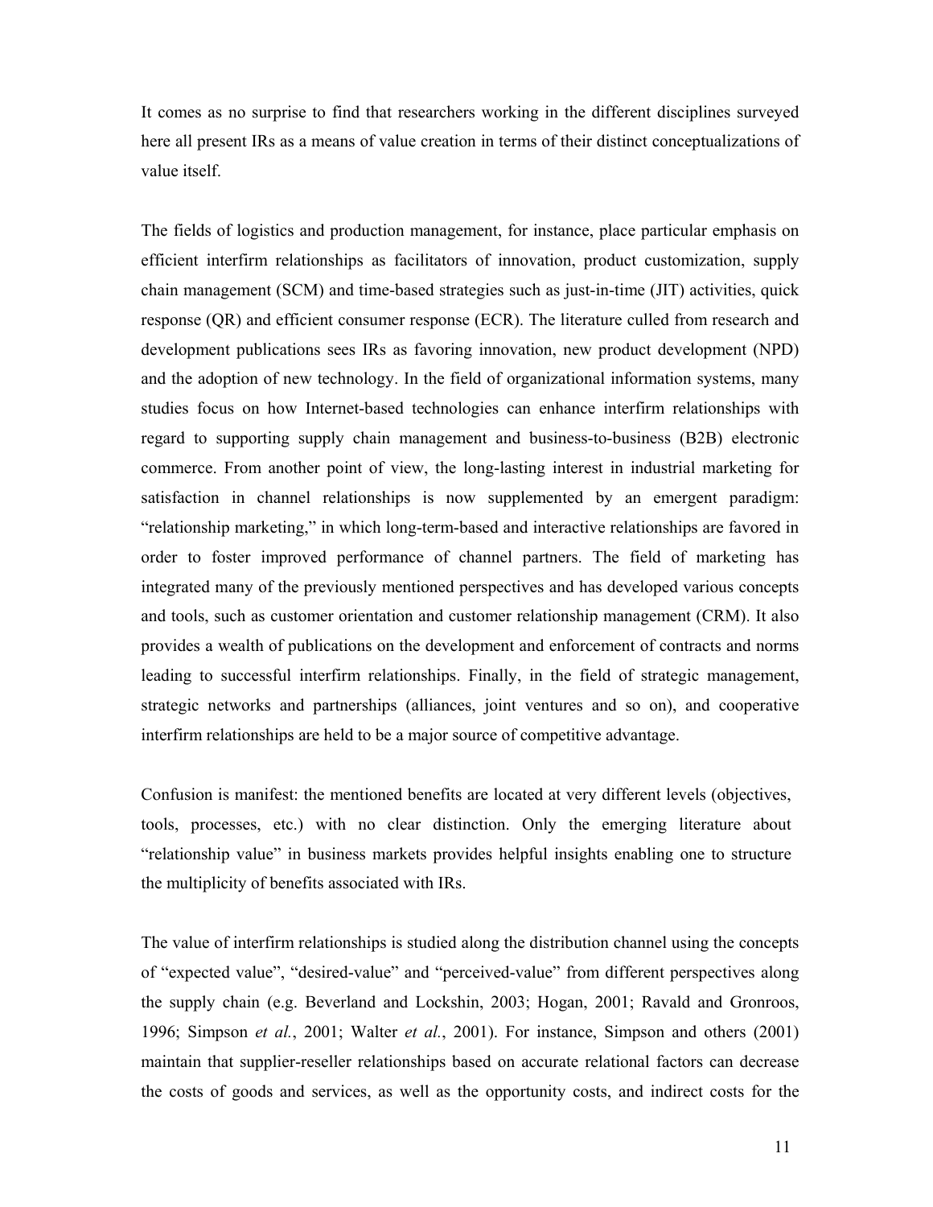It comes as no surprise to find that researchers working in the different disciplines surveyed here all present IRs as a means of value creation in terms of their distinct conceptualizations of value itself.

The fields of logistics and production management, for instance, place particular emphasis on efficient interfirm relationships as facilitators of innovation, product customization, supply chain management (SCM) and time-based strategies such as just-in-time (JIT) activities, quick response (QR) and efficient consumer response (ECR). The literature culled from research and development publications sees IRs as favoring innovation, new product development (NPD) and the adoption of new technology. In the field of organizational information systems, many studies focus on how Internet-based technologies can enhance interfirm relationships with regard to supporting supply chain management and business-to-business (B2B) electronic commerce. From another point of view, the long-lasting interest in industrial marketing for satisfaction in channel relationships is now supplemented by an emergent paradigm: "relationship marketing," in which long-term-based and interactive relationships are favored in order to foster improved performance of channel partners. The field of marketing has integrated many of the previously mentioned perspectives and has developed various concepts and tools, such as customer orientation and customer relationship management (CRM). It also provides a wealth of publications on the development and enforcement of contracts and norms leading to successful interfirm relationships. Finally, in the field of strategic management, strategic networks and partnerships (alliances, joint ventures and so on), and cooperative interfirm relationships are held to be a major source of competitive advantage.

Confusion is manifest: the mentioned benefits are located at very different levels (objectives, tools, processes, etc.) with no clear distinction. Only the emerging literature about "relationship value" in business markets provides helpful insights enabling one to structure the multiplicity of benefits associated with IRs.

The value of interfirm relationships is studied along the distribution channel using the concepts of "expected value", "desired-value" and "perceived-value" from different perspectives along the supply chain (e.g. Beverland and Lockshin, 2003; Hogan, 2001; Ravald and Gronroos, 1996; Simpson *et al.*, 2001; Walter *et al.*, 2001). For instance, Simpson and others (2001) maintain that supplier-reseller relationships based on accurate relational factors can decrease the costs of goods and services, as well as the opportunity costs, and indirect costs for the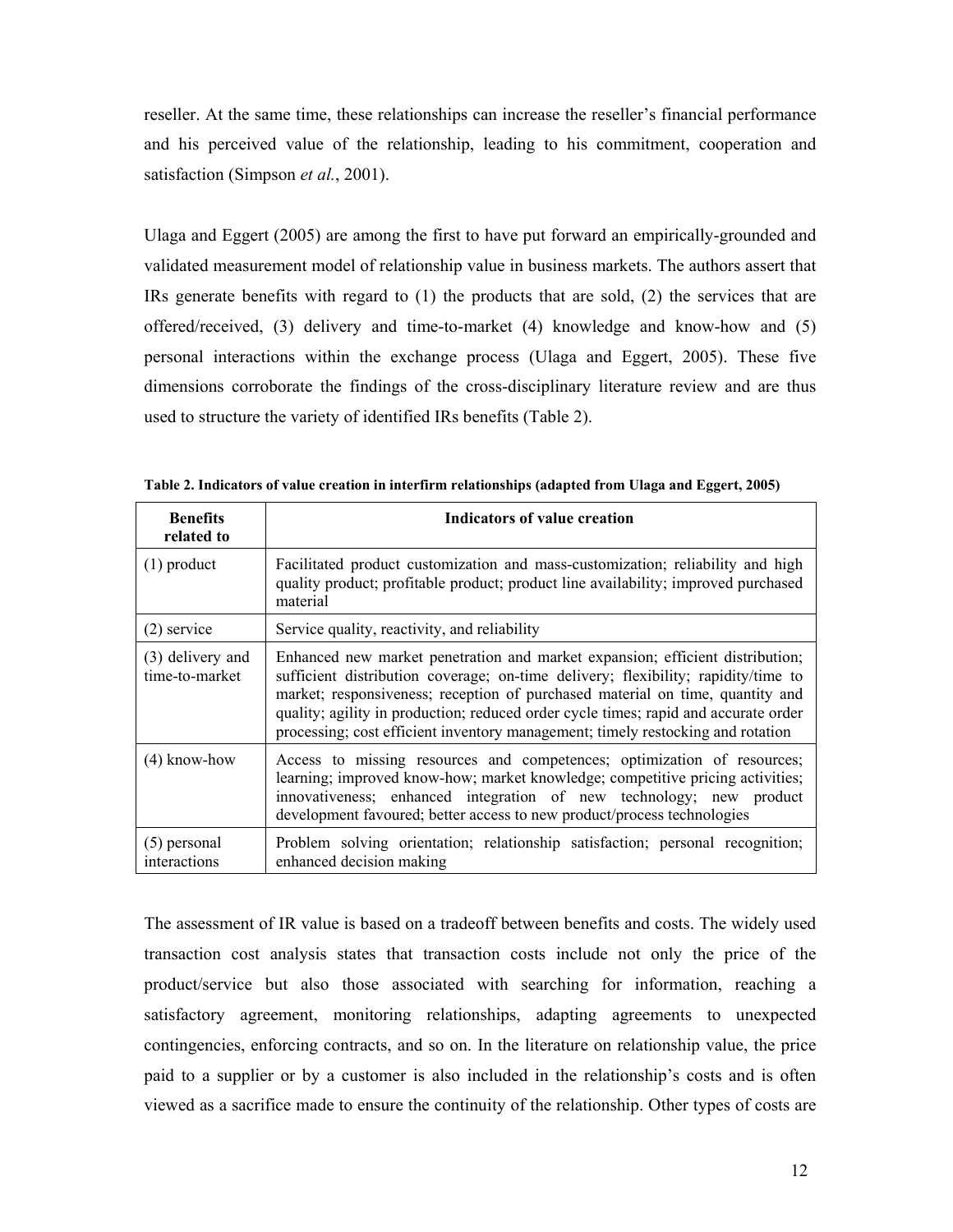reseller. At the same time, these relationships can increase the reseller's financial performance and his perceived value of the relationship, leading to his commitment, cooperation and satisfaction (Simpson *et al.*, 2001).

Ulaga and Eggert (2005) are among the first to have put forward an empirically-grounded and validated measurement model of relationship value in business markets. The authors assert that IRs generate benefits with regard to (1) the products that are sold, (2) the services that are offered/received, (3) delivery and time-to-market (4) knowledge and know-how and (5) personal interactions within the exchange process (Ulaga and Eggert, 2005). These five dimensions corroborate the findings of the cross-disciplinary literature review and are thus used to structure the variety of identified IRs benefits (Table 2).

**Table 2. Indicators of value creation in interfirm relationships (adapted from Ulaga and Eggert, 2005)**

| Benefits related to | Indicators of value creation |
|---|---|
| (1) product | Facilitated product customization and mass-customization; reliability and high quality product; profitable product; product line availability; improved purchased material |
| (2) service | Service quality, reactivity, and reliability |
| (3) delivery and time-to-market | Enhanced new market penetration and market expansion; efficient distribution; sufficient distribution coverage; on-time delivery; flexibility; rapidity/time to market; responsiveness; reception of purchased material on time, quantity and quality; agility in production; reduced order cycle times; rapid and accurate order processing; cost efficient inventory management; timely restocking and rotation |
| (4) know-how | Access to missing resources and competences; optimization of resources; learning; improved know-how; market knowledge; competitive pricing activities; innovativeness; enhanced integration of new technology; new product development favoured; better access to new product/process technologies |
| (5) personal interactions | Problem solving orientation; relationship satisfaction; personal recognition; enhanced decision making |

The assessment of IR value is based on a tradeoff between benefits and costs. The widely used transaction cost analysis states that transaction costs include not only the price of the product/service but also those associated with searching for information, reaching a satisfactory agreement, monitoring relationships, adapting agreements to unexpected contingencies, enforcing contracts, and so on. In the literature on relationship value, the price paid to a supplier or by a customer is also included in the relationship's costs and is often viewed as a sacrifice made to ensure the continuity of the relationship. Other types of costs are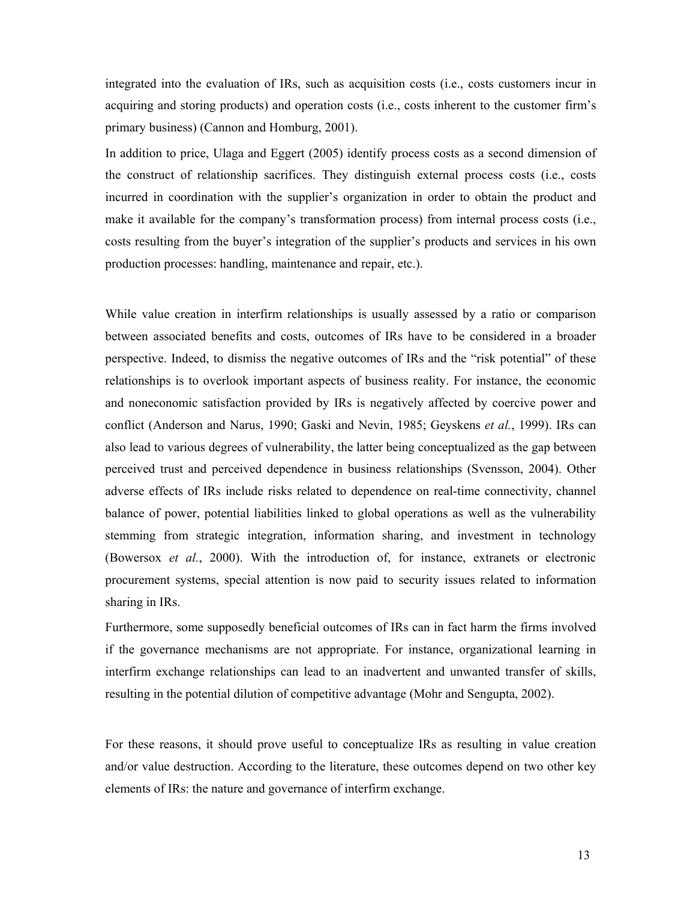integrated into the evaluation of IRs, such as acquisition costs (i.e., costs customers incur in acquiring and storing products) and operation costs (i.e., costs inherent to the customer firm's primary business) (Cannon and Homburg, 2001).

In addition to price, Ulaga and Eggert (2005) identify process costs as a second dimension of the construct of relationship sacrifices. They distinguish external process costs (i.e., costs incurred in coordination with the supplier's organization in order to obtain the product and make it available for the company's transformation process) from internal process costs (i.e., costs resulting from the buyer's integration of the supplier's products and services in his own production processes: handling, maintenance and repair, etc.).

While value creation in interfirm relationships is usually assessed by a ratio or comparison between associated benefits and costs, outcomes of IRs have to be considered in a broader perspective. Indeed, to dismiss the negative outcomes of IRs and the "risk potential" of these relationships is to overlook important aspects of business reality. For instance, the economic and noneconomic satisfaction provided by IRs is negatively affected by coercive power and conflict (Anderson and Narus, 1990; Gaski and Nevin, 1985; Geyskens *et al.*, 1999). IRs can also lead to various degrees of vulnerability, the latter being conceptualized as the gap between perceived trust and perceived dependence in business relationships (Svensson, 2004). Other adverse effects of IRs include risks related to dependence on real-time connectivity, channel balance of power, potential liabilities linked to global operations as well as the vulnerability stemming from strategic integration, information sharing, and investment in technology (Bowersox *et al.*, 2000). With the introduction of, for instance, extranets or electronic procurement systems, special attention is now paid to security issues related to information sharing in IRs.

Furthermore, some supposedly beneficial outcomes of IRs can in fact harm the firms involved if the governance mechanisms are not appropriate. For instance, organizational learning in interfirm exchange relationships can lead to an inadvertent and unwanted transfer of skills, resulting in the potential dilution of competitive advantage (Mohr and Sengupta, 2002).

For these reasons, it should prove useful to conceptualize IRs as resulting in value creation and/or value destruction. According to the literature, these outcomes depend on two other key elements of IRs: the nature and governance of interfirm exchange.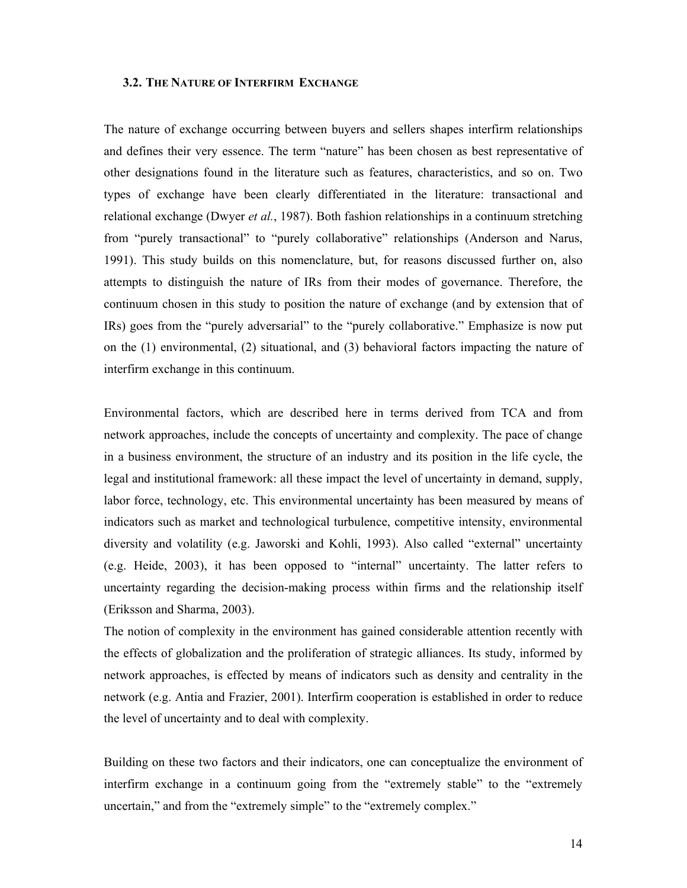### 3.2. The Nature of Interfirm Exchange

The nature of exchange occurring between buyers and sellers shapes interfirm relationships and defines their very essence. The term "nature" has been chosen as best representative of other designations found in the literature such as features, characteristics, and so on. Two types of exchange have been clearly differentiated in the literature: transactional and relational exchange (Dwyer *et al.*, 1987). Both fashion relationships in a continuum stretching from "purely transactional" to "purely collaborative" relationships (Anderson and Narus, 1991). This study builds on this nomenclature, but, for reasons discussed further on, also attempts to distinguish the nature of IRs from their modes of governance. Therefore, the continuum chosen in this study to position the nature of exchange (and by extension that of IRs) goes from the "purely adversarial" to the "purely collaborative." Emphasize is now put on the (1) environmental, (2) situational, and (3) behavioral factors impacting the nature of interfirm exchange in this continuum.

Environmental factors, which are described here in terms derived from TCA and from network approaches, include the concepts of uncertainty and complexity. The pace of change in a business environment, the structure of an industry and its position in the life cycle, the legal and institutional framework: all these impact the level of uncertainty in demand, supply, labor force, technology, etc. This environmental uncertainty has been measured by means of indicators such as market and technological turbulence, competitive intensity, environmental diversity and volatility (e.g. Jaworski and Kohli, 1993). Also called "external" uncertainty (e.g. Heide, 2003), it has been opposed to "internal" uncertainty. The latter refers to uncertainty regarding the decision-making process within firms and the relationship itself (Eriksson and Sharma, 2003).

The notion of complexity in the environment has gained considerable attention recently with the effects of globalization and the proliferation of strategic alliances. Its study, informed by network approaches, is effected by means of indicators such as density and centrality in the network (e.g. Antia and Frazier, 2001). Interfirm cooperation is established in order to reduce the level of uncertainty and to deal with complexity.

Building on these two factors and their indicators, one can conceptualize the environment of interfirm exchange in a continuum going from the "extremely stable" to the "extremely uncertain," and from the "extremely simple" to the "extremely complex."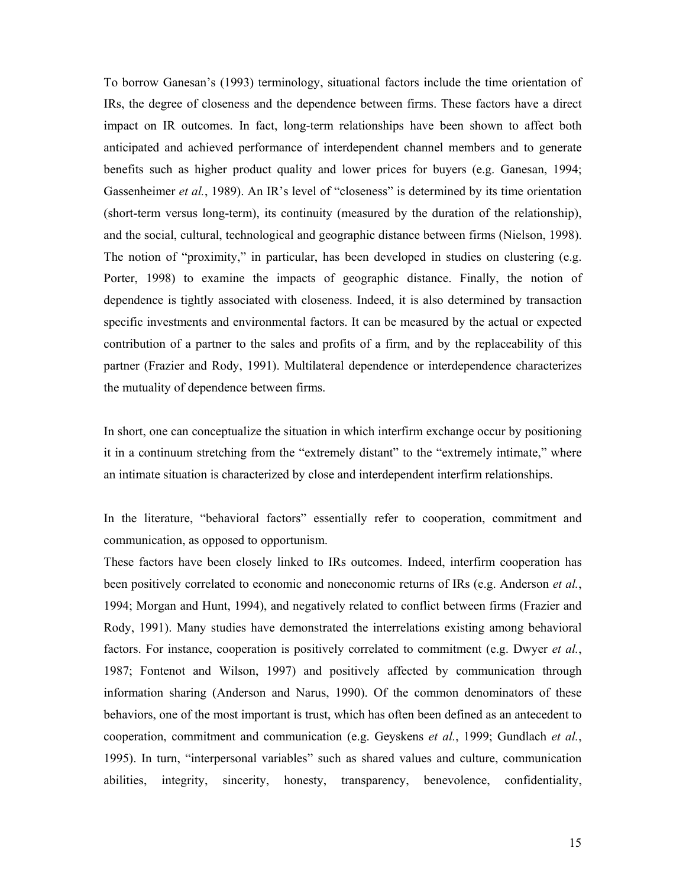To borrow Ganesan's (1993) terminology, situational factors include the time orientation of IRs, the degree of closeness and the dependence between firms. These factors have a direct impact on IR outcomes. In fact, long-term relationships have been shown to affect both anticipated and achieved performance of interdependent channel members and to generate benefits such as higher product quality and lower prices for buyers (e.g. Ganesan, 1994; Gassenheimer *et al.*, 1989). An IR's level of "closeness" is determined by its time orientation (short-term versus long-term), its continuity (measured by the duration of the relationship), and the social, cultural, technological and geographic distance between firms (Nielson, 1998). The notion of "proximity," in particular, has been developed in studies on clustering (e.g. Porter, 1998) to examine the impacts of geographic distance. Finally, the notion of dependence is tightly associated with closeness. Indeed, it is also determined by transaction specific investments and environmental factors. It can be measured by the actual or expected contribution of a partner to the sales and profits of a firm, and by the replaceability of this partner (Frazier and Rody, 1991). Multilateral dependence or interdependence characterizes the mutuality of dependence between firms.

In short, one can conceptualize the situation in which interfirm exchange occur by positioning it in a continuum stretching from the "extremely distant" to the "extremely intimate," where an intimate situation is characterized by close and interdependent interfirm relationships.

In the literature, "behavioral factors" essentially refer to cooperation, commitment and communication, as opposed to opportunism.

These factors have been closely linked to IRs outcomes. Indeed, interfirm cooperation has been positively correlated to economic and noneconomic returns of IRs (e.g. Anderson *et al.*, 1994; Morgan and Hunt, 1994), and negatively related to conflict between firms (Frazier and Rody, 1991). Many studies have demonstrated the interrelations existing among behavioral factors. For instance, cooperation is positively correlated to commitment (e.g. Dwyer *et al.*, 1987; Fontenot and Wilson, 1997) and positively affected by communication through information sharing (Anderson and Narus, 1990). Of the common denominators of these behaviors, one of the most important is trust, which has often been defined as an antecedent to cooperation, commitment and communication (e.g. Geyskens *et al.*, 1999; Gundlach *et al.*, 1995). In turn, "interpersonal variables" such as shared values and culture, communication abilities, integrity, sincerity, honesty, transparency, benevolence, confidentiality,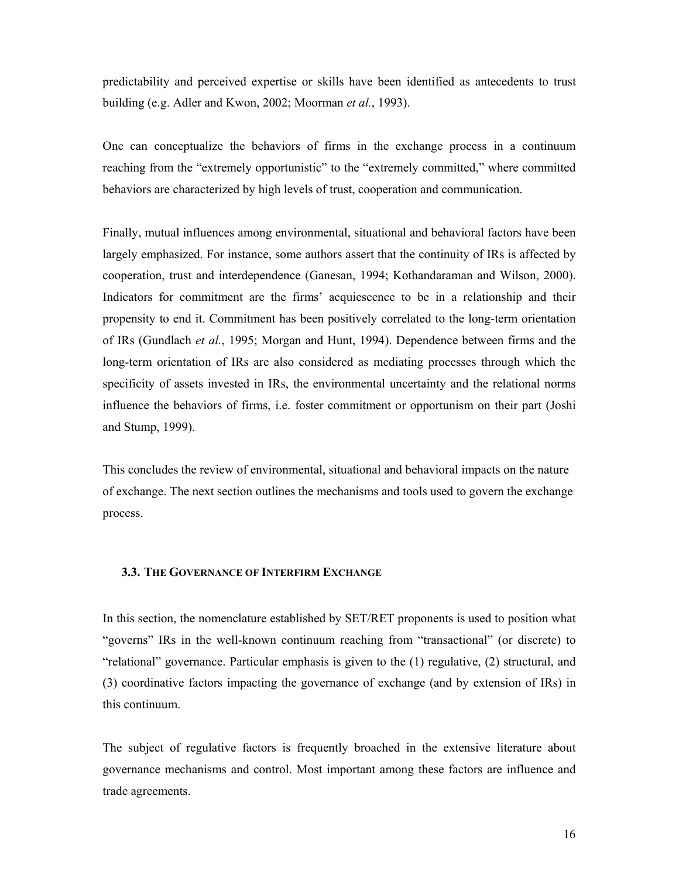predictability and perceived expertise or skills have been identified as antecedents to trust building (e.g. Adler and Kwon, 2002; Moorman *et al.*, 1993).

One can conceptualize the behaviors of firms in the exchange process in a continuum reaching from the "extremely opportunistic" to the "extremely committed," where committed behaviors are characterized by high levels of trust, cooperation and communication.

Finally, mutual influences among environmental, situational and behavioral factors have been largely emphasized. For instance, some authors assert that the continuity of IRs is affected by cooperation, trust and interdependence (Ganesan, 1994; Kothandaraman and Wilson, 2000). Indicators for commitment are the firms' acquiescence to be in a relationship and their propensity to end it. Commitment has been positively correlated to the long-term orientation of IRs (Gundlach *et al.*, 1995; Morgan and Hunt, 1994). Dependence between firms and the long-term orientation of IRs are also considered as mediating processes through which the specificity of assets invested in IRs, the environmental uncertainty and the relational norms influence the behaviors of firms, i.e. foster commitment or opportunism on their part (Joshi and Stump, 1999).

This concludes the review of environmental, situational and behavioral impacts on the nature of exchange. The next section outlines the mechanisms and tools used to govern the exchange process.

### 3.3. The Governance of Interfirm Exchange

In this section, the nomenclature established by SET/RET proponents is used to position what "governs" IRs in the well-known continuum reaching from "transactional" (or discrete) to "relational" governance. Particular emphasis is given to the (1) regulative, (2) structural, and (3) coordinative factors impacting the governance of exchange (and by extension of IRs) in this continuum.

The subject of regulative factors is frequently broached in the extensive literature about governance mechanisms and control. Most important among these factors are influence and trade agreements.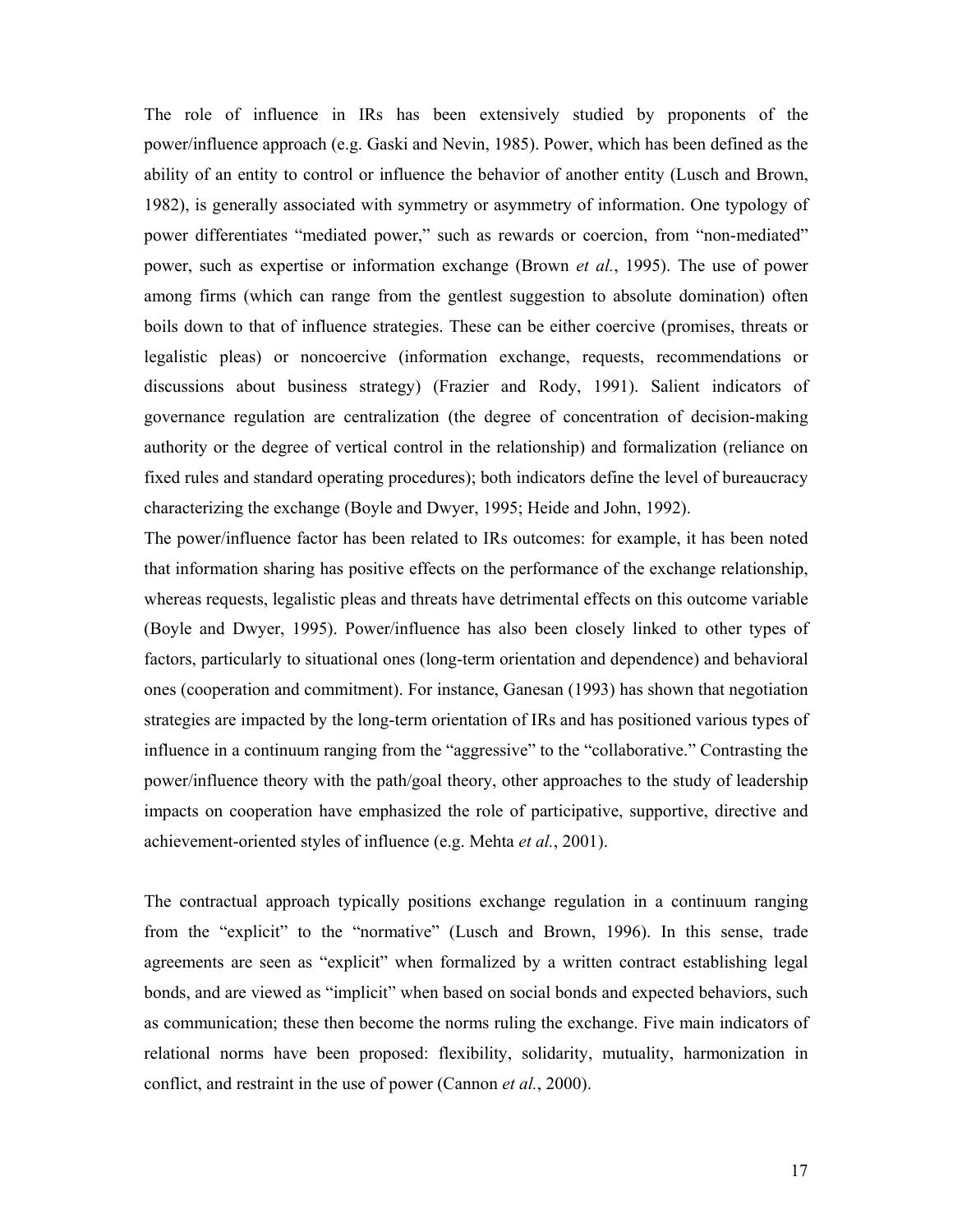The role of influence in IRs has been extensively studied by proponents of the power/influence approach (e.g. Gaski and Nevin, 1985). Power, which has been defined as the ability of an entity to control or influence the behavior of another entity (Lusch and Brown, 1982), is generally associated with symmetry or asymmetry of information. One typology of power differentiates "mediated power," such as rewards or coercion, from "non-mediated" power, such as expertise or information exchange (Brown *et al.*, 1995). The use of power among firms (which can range from the gentlest suggestion to absolute domination) often boils down to that of influence strategies. These can be either coercive (promises, threats or legalistic pleas) or noncoercive (information exchange, requests, recommendations or discussions about business strategy) (Frazier and Rody, 1991). Salient indicators of governance regulation are centralization (the degree of concentration of decision-making authority or the degree of vertical control in the relationship) and formalization (reliance on fixed rules and standard operating procedures); both indicators define the level of bureaucracy characterizing the exchange (Boyle and Dwyer, 1995; Heide and John, 1992).

The power/influence factor has been related to IRs outcomes: for example, it has been noted that information sharing has positive effects on the performance of the exchange relationship, whereas requests, legalistic pleas and threats have detrimental effects on this outcome variable (Boyle and Dwyer, 1995). Power/influence has also been closely linked to other types of factors, particularly to situational ones (long-term orientation and dependence) and behavioral ones (cooperation and commitment). For instance, Ganesan (1993) has shown that negotiation strategies are impacted by the long-term orientation of IRs and has positioned various types of influence in a continuum ranging from the "aggressive" to the "collaborative." Contrasting the power/influence theory with the path/goal theory, other approaches to the study of leadership impacts on cooperation have emphasized the role of participative, supportive, directive and achievement-oriented styles of influence (e.g. Mehta *et al.*, 2001).

The contractual approach typically positions exchange regulation in a continuum ranging from the "explicit" to the "normative" (Lusch and Brown, 1996). In this sense, trade agreements are seen as "explicit" when formalized by a written contract establishing legal bonds, and are viewed as "implicit" when based on social bonds and expected behaviors, such as communication; these then become the norms ruling the exchange. Five main indicators of relational norms have been proposed: flexibility, solidarity, mutuality, harmonization in conflict, and restraint in the use of power (Cannon *et al.*, 2000).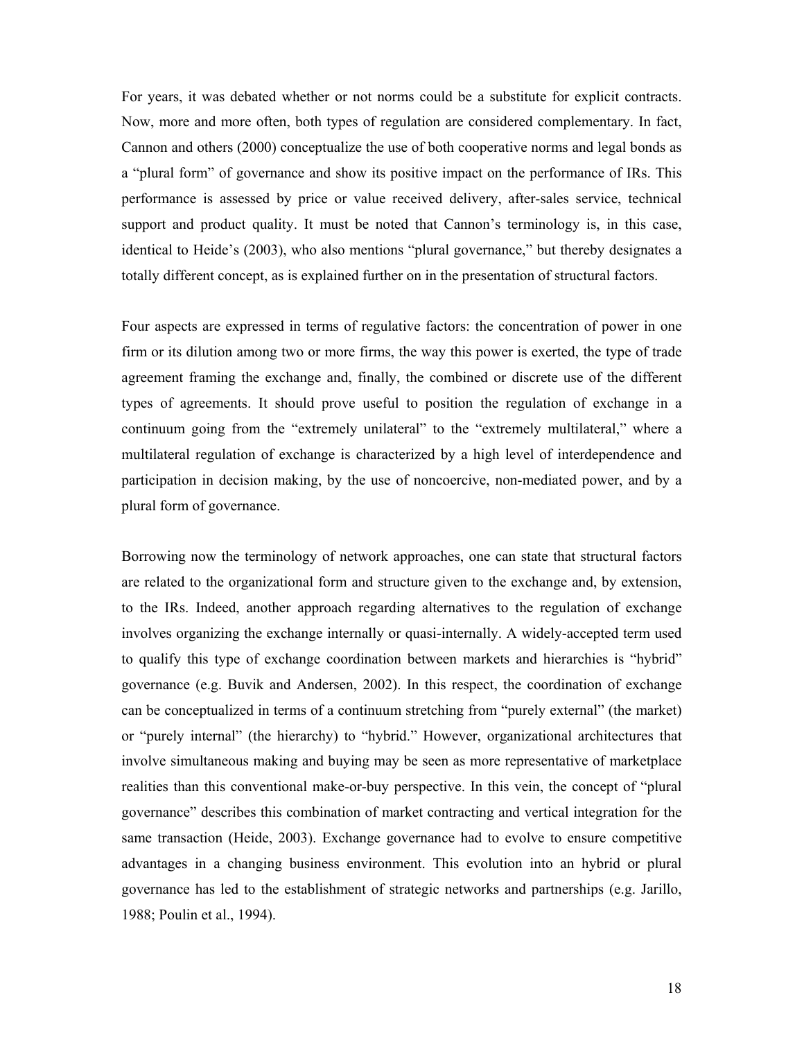For years, it was debated whether or not norms could be a substitute for explicit contracts. Now, more and more often, both types of regulation are considered complementary. In fact, Cannon and others (2000) conceptualize the use of both cooperative norms and legal bonds as a "plural form" of governance and show its positive impact on the performance of IRs. This performance is assessed by price or value received delivery, after-sales service, technical support and product quality. It must be noted that Cannon's terminology is, in this case, identical to Heide's (2003), who also mentions "plural governance," but thereby designates a totally different concept, as is explained further on in the presentation of structural factors.

Four aspects are expressed in terms of regulative factors: the concentration of power in one firm or its dilution among two or more firms, the way this power is exerted, the type of trade agreement framing the exchange and, finally, the combined or discrete use of the different types of agreements. It should prove useful to position the regulation of exchange in a continuum going from the "extremely unilateral" to the "extremely multilateral," where a multilateral regulation of exchange is characterized by a high level of interdependence and participation in decision making, by the use of noncoercive, non-mediated power, and by a plural form of governance.

Borrowing now the terminology of network approaches, one can state that structural factors are related to the organizational form and structure given to the exchange and, by extension, to the IRs. Indeed, another approach regarding alternatives to the regulation of exchange involves organizing the exchange internally or quasi-internally. A widely-accepted term used to qualify this type of exchange coordination between markets and hierarchies is "hybrid" governance (e.g. Buvik and Andersen, 2002). In this respect, the coordination of exchange can be conceptualized in terms of a continuum stretching from "purely external" (the market) or "purely internal" (the hierarchy) to "hybrid." However, organizational architectures that involve simultaneous making and buying may be seen as more representative of marketplace realities than this conventional make-or-buy perspective. In this vein, the concept of "plural governance" describes this combination of market contracting and vertical integration for the same transaction (Heide, 2003). Exchange governance had to evolve to ensure competitive advantages in a changing business environment. This evolution into an hybrid or plural governance has led to the establishment of strategic networks and partnerships (e.g. Jarillo, 1988; Poulin et al., 1994).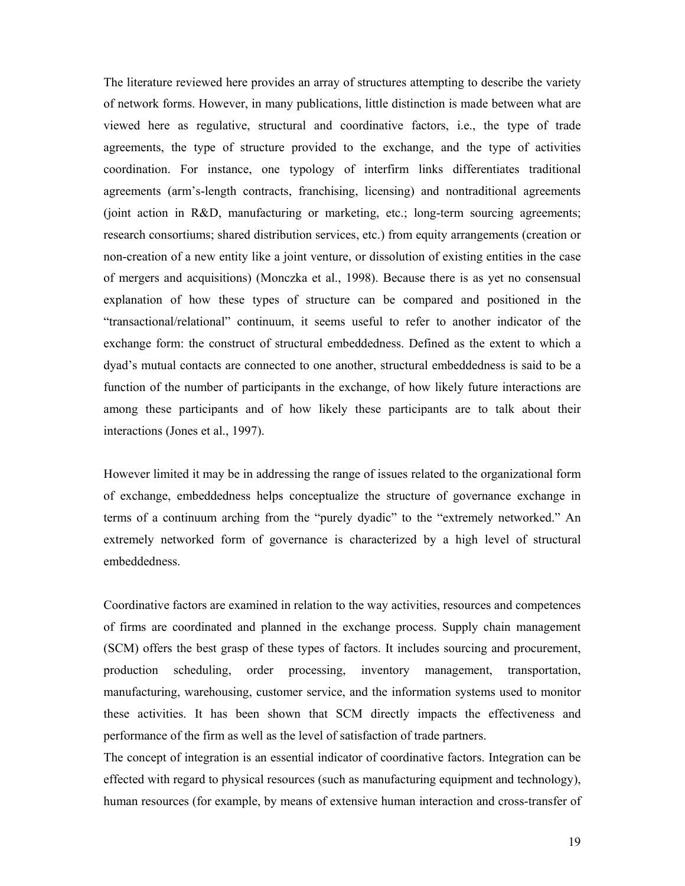The literature reviewed here provides an array of structures attempting to describe the variety of network forms. However, in many publications, little distinction is made between what are viewed here as regulative, structural and coordinative factors, i.e., the type of trade agreements, the type of structure provided to the exchange, and the type of activities coordination. For instance, one typology of interfirm links differentiates traditional agreements (arm's-length contracts, franchising, licensing) and nontraditional agreements (joint action in R&D, manufacturing or marketing, etc.; long-term sourcing agreements; research consortiums; shared distribution services, etc.) from equity arrangements (creation or non-creation of a new entity like a joint venture, or dissolution of existing entities in the case of mergers and acquisitions) (Monczka et al., 1998). Because there is as yet no consensual explanation of how these types of structure can be compared and positioned in the "transactional/relational" continuum, it seems useful to refer to another indicator of the exchange form: the construct of structural embeddedness. Defined as the extent to which a dyad's mutual contacts are connected to one another, structural embeddedness is said to be a function of the number of participants in the exchange, of how likely future interactions are among these participants and of how likely these participants are to talk about their interactions (Jones et al., 1997).

However limited it may be in addressing the range of issues related to the organizational form of exchange, embeddedness helps conceptualize the structure of governance exchange in terms of a continuum arching from the "purely dyadic" to the "extremely networked." An extremely networked form of governance is characterized by a high level of structural embeddedness.

Coordinative factors are examined in relation to the way activities, resources and competences of firms are coordinated and planned in the exchange process. Supply chain management (SCM) offers the best grasp of these types of factors. It includes sourcing and procurement, production scheduling, order processing, inventory management, transportation, manufacturing, warehousing, customer service, and the information systems used to monitor these activities. It has been shown that SCM directly impacts the effectiveness and performance of the firm as well as the level of satisfaction of trade partners.

The concept of integration is an essential indicator of coordinative factors. Integration can be effected with regard to physical resources (such as manufacturing equipment and technology), human resources (for example, by means of extensive human interaction and cross-transfer of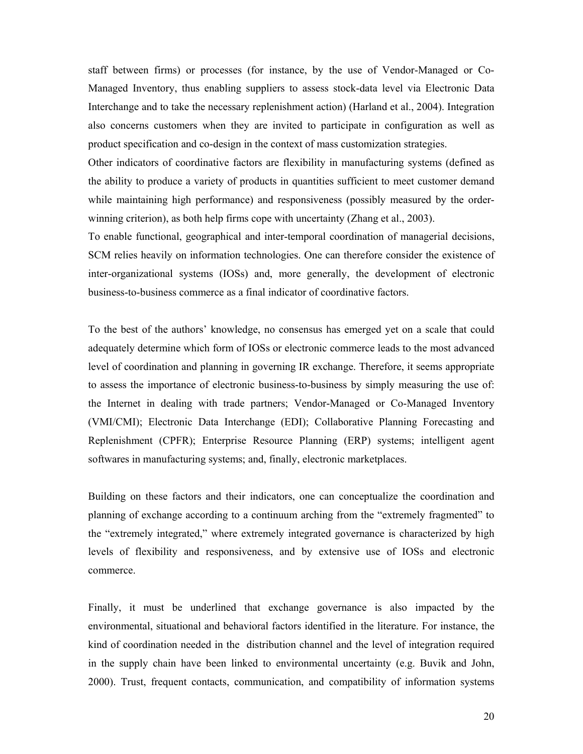staff between firms) or processes (for instance, by the use of Vendor-Managed or Co-Managed Inventory, thus enabling suppliers to assess stock-data level via Electronic Data Interchange and to take the necessary replenishment action) (Harland et al., 2004). Integration also concerns customers when they are invited to participate in configuration as well as product specification and co-design in the context of mass customization strategies.

Other indicators of coordinative factors are flexibility in manufacturing systems (defined as the ability to produce a variety of products in quantities sufficient to meet customer demand while maintaining high performance) and responsiveness (possibly measured by the order-winning criterion), as both help firms cope with uncertainty (Zhang et al., 2003).

To enable functional, geographical and inter-temporal coordination of managerial decisions, SCM relies heavily on information technologies. One can therefore consider the existence of inter-organizational systems (IOSs) and, more generally, the development of electronic business-to-business commerce as a final indicator of coordinative factors.

To the best of the authors' knowledge, no consensus has emerged yet on a scale that could adequately determine which form of IOSs or electronic commerce leads to the most advanced level of coordination and planning in governing IR exchange. Therefore, it seems appropriate to assess the importance of electronic business-to-business by simply measuring the use of: the Internet in dealing with trade partners; Vendor-Managed or Co-Managed Inventory (VMI/CMI); Electronic Data Interchange (EDI); Collaborative Planning Forecasting and Replenishment (CPFR); Enterprise Resource Planning (ERP) systems; intelligent agent softwares in manufacturing systems; and, finally, electronic marketplaces.

Building on these factors and their indicators, one can conceptualize the coordination and planning of exchange according to a continuum arching from the "extremely fragmented" to the "extremely integrated," where extremely integrated governance is characterized by high levels of flexibility and responsiveness, and by extensive use of IOSs and electronic commerce.

Finally, it must be underlined that exchange governance is also impacted by the environmental, situational and behavioral factors identified in the literature. For instance, the kind of coordination needed in the distribution channel and the level of integration required in the supply chain have been linked to environmental uncertainty (e.g. Buvik and John, 2000). Trust, frequent contacts, communication, and compatibility of information systems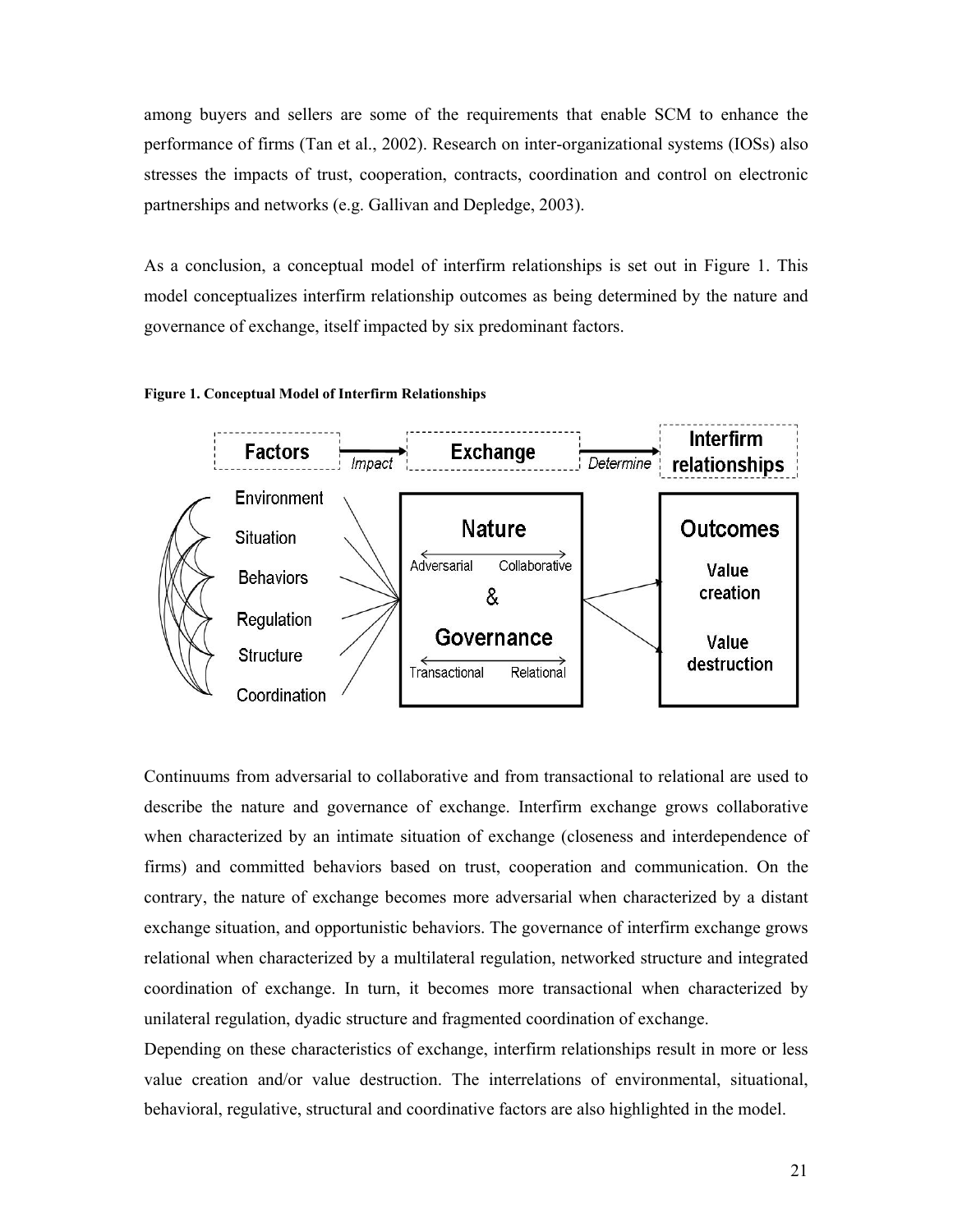among buyers and sellers are some of the requirements that enable SCM to enhance the performance of firms (Tan et al., 2002). Research on inter-organizational systems (IOSs) also stresses the impacts of trust, cooperation, contracts, coordination and control on electronic partnerships and networks (e.g. Gallivan and Depledge, 2003).

As a conclusion, a conceptual model of interfirm relationships is set out in Figure 1. This model conceptualizes interfirm relationship outcomes as being determined by the nature and governance of exchange, itself impacted by six predominant factors.

**Figure 1. Conceptual Model of Interfirm Relationships**

Continuums from adversarial to collaborative and from transactional to relational are used to describe the nature and governance of exchange. Interfirm exchange grows collaborative when characterized by an intimate situation of exchange (closeness and interdependence of firms) and committed behaviors based on trust, cooperation and communication. On the contrary, the nature of exchange becomes more adversarial when characterized by a distant exchange situation, and opportunistic behaviors. The governance of interfirm exchange grows relational when characterized by a multilateral regulation, networked structure and integrated coordination of exchange. In turn, it becomes more transactional when characterized by unilateral regulation, dyadic structure and fragmented coordination of exchange.

Depending on these characteristics of exchange, interfirm relationships result in more or less value creation and/or value destruction. The interrelations of environmental, situational, behavioral, regulative, structural and coordinative factors are also highlighted in the model.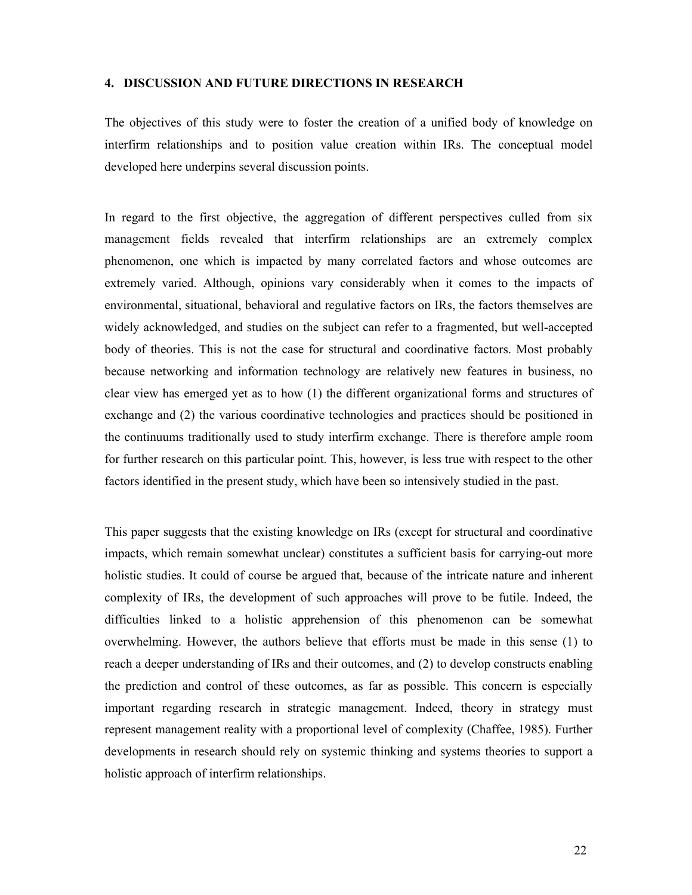## 4. DISCUSSION AND FUTURE DIRECTIONS IN RESEARCH

The objectives of this study were to foster the creation of a unified body of knowledge on interfirm relationships and to position value creation within IRs. The conceptual model developed here underpins several discussion points.

In regard to the first objective, the aggregation of different perspectives culled from six management fields revealed that interfirm relationships are an extremely complex phenomenon, one which is impacted by many correlated factors and whose outcomes are extremely varied. Although, opinions vary considerably when it comes to the impacts of environmental, situational, behavioral and regulative factors on IRs, the factors themselves are widely acknowledged, and studies on the subject can refer to a fragmented, but well-accepted body of theories. This is not the case for structural and coordinative factors. Most probably because networking and information technology are relatively new features in business, no clear view has emerged yet as to how (1) the different organizational forms and structures of exchange and (2) the various coordinative technologies and practices should be positioned in the continuums traditionally used to study interfirm exchange. There is therefore ample room for further research on this particular point. This, however, is less true with respect to the other factors identified in the present study, which have been so intensively studied in the past.

This paper suggests that the existing knowledge on IRs (except for structural and coordinative impacts, which remain somewhat unclear) constitutes a sufficient basis for carrying-out more holistic studies. It could of course be argued that, because of the intricate nature and inherent complexity of IRs, the development of such approaches will prove to be futile. Indeed, the difficulties linked to a holistic apprehension of this phenomenon can be somewhat overwhelming. However, the authors believe that efforts must be made in this sense (1) to reach a deeper understanding of IRs and their outcomes, and (2) to develop constructs enabling the prediction and control of these outcomes, as far as possible. This concern is especially important regarding research in strategic management. Indeed, theory in strategy must represent management reality with a proportional level of complexity (Chaffee, 1985). Further developments in research should rely on systemic thinking and systems theories to support a holistic approach of interfirm relationships.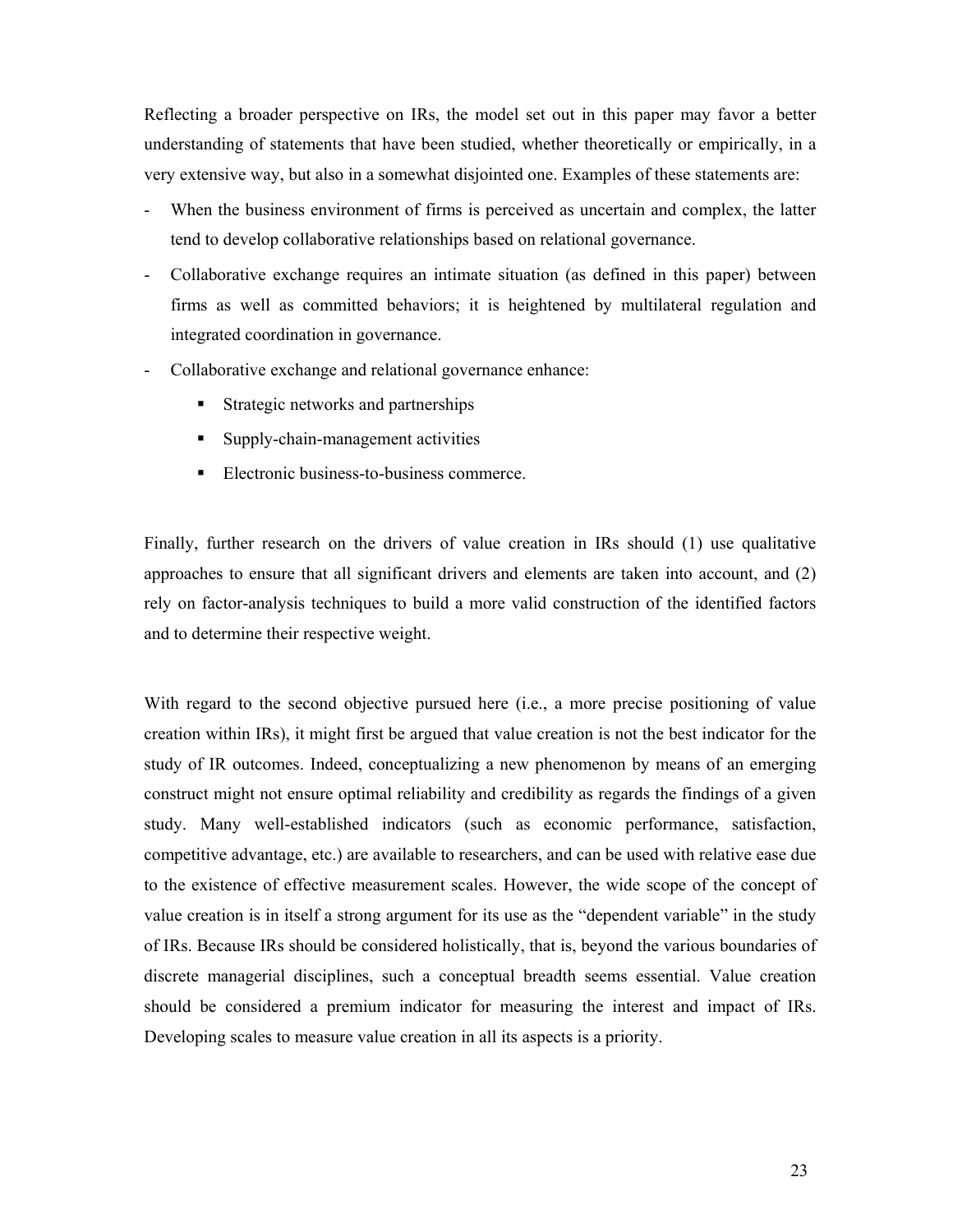Reflecting a broader perspective on IRs, the model set out in this paper may favor a better understanding of statements that have been studied, whether theoretically or empirically, in a very extensive way, but also in a somewhat disjointed one. Examples of these statements are:

- When the business environment of firms is perceived as uncertain and complex, the latter tend to develop collaborative relationships based on relational governance.
- Collaborative exchange requires an intimate situation (as defined in this paper) between firms as well as committed behaviors; it is heightened by multilateral regulation and integrated coordination in governance.
- Collaborative exchange and relational governance enhance:
    - Strategic networks and partnerships
    - Supply-chain-management activities
    - Electronic business-to-business commerce.

Finally, further research on the drivers of value creation in IRs should (1) use qualitative approaches to ensure that all significant drivers and elements are taken into account, and (2) rely on factor-analysis techniques to build a more valid construction of the identified factors and to determine their respective weight.

With regard to the second objective pursued here (i.e., a more precise positioning of value creation within IRs), it might first be argued that value creation is not the best indicator for the study of IR outcomes. Indeed, conceptualizing a new phenomenon by means of an emerging construct might not ensure optimal reliability and credibility as regards the findings of a given study. Many well-established indicators (such as economic performance, satisfaction, competitive advantage, etc.) are available to researchers, and can be used with relative ease due to the existence of effective measurement scales. However, the wide scope of the concept of value creation is in itself a strong argument for its use as the "dependent variable" in the study of IRs. Because IRs should be considered holistically, that is, beyond the various boundaries of discrete managerial disciplines, such a conceptual breadth seems essential. Value creation should be considered a premium indicator for measuring the interest and impact of IRs. Developing scales to measure value creation in all its aspects is a priority.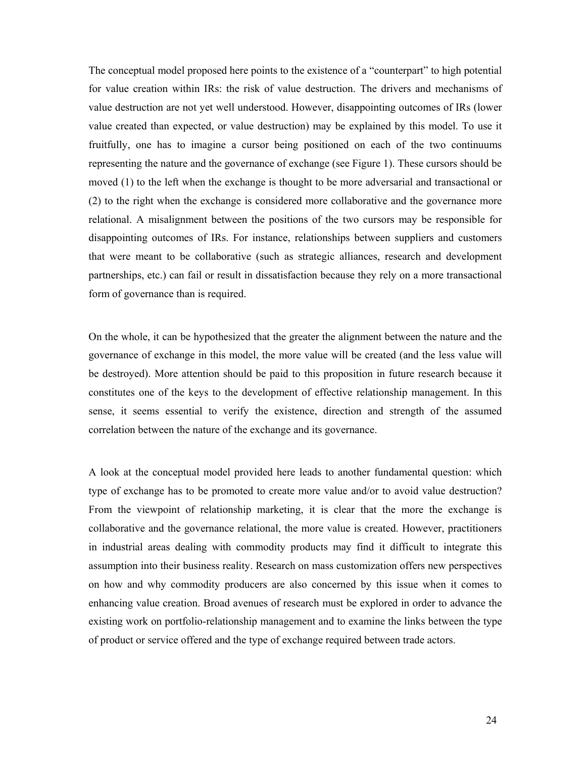The conceptual model proposed here points to the existence of a "counterpart" to high potential for value creation within IRs: the risk of value destruction. The drivers and mechanisms of value destruction are not yet well understood. However, disappointing outcomes of IRs (lower value created than expected, or value destruction) may be explained by this model. To use it fruitfully, one has to imagine a cursor being positioned on each of the two continuums representing the nature and the governance of exchange (see Figure 1). These cursors should be moved (1) to the left when the exchange is thought to be more adversarial and transactional or (2) to the right when the exchange is considered more collaborative and the governance more relational. A misalignment between the positions of the two cursors may be responsible for disappointing outcomes of IRs. For instance, relationships between suppliers and customers that were meant to be collaborative (such as strategic alliances, research and development partnerships, etc.) can fail or result in dissatisfaction because they rely on a more transactional form of governance than is required.

On the whole, it can be hypothesized that the greater the alignment between the nature and the governance of exchange in this model, the more value will be created (and the less value will be destroyed). More attention should be paid to this proposition in future research because it constitutes one of the keys to the development of effective relationship management. In this sense, it seems essential to verify the existence, direction and strength of the assumed correlation between the nature of the exchange and its governance.

A look at the conceptual model provided here leads to another fundamental question: which type of exchange has to be promoted to create more value and/or to avoid value destruction? From the viewpoint of relationship marketing, it is clear that the more the exchange is collaborative and the governance relational, the more value is created. However, practitioners in industrial areas dealing with commodity products may find it difficult to integrate this assumption into their business reality. Research on mass customization offers new perspectives on how and why commodity producers are also concerned by this issue when it comes to enhancing value creation. Broad avenues of research must be explored in order to advance the existing work on portfolio-relationship management and to examine the links between the type of product or service offered and the type of exchange required between trade actors.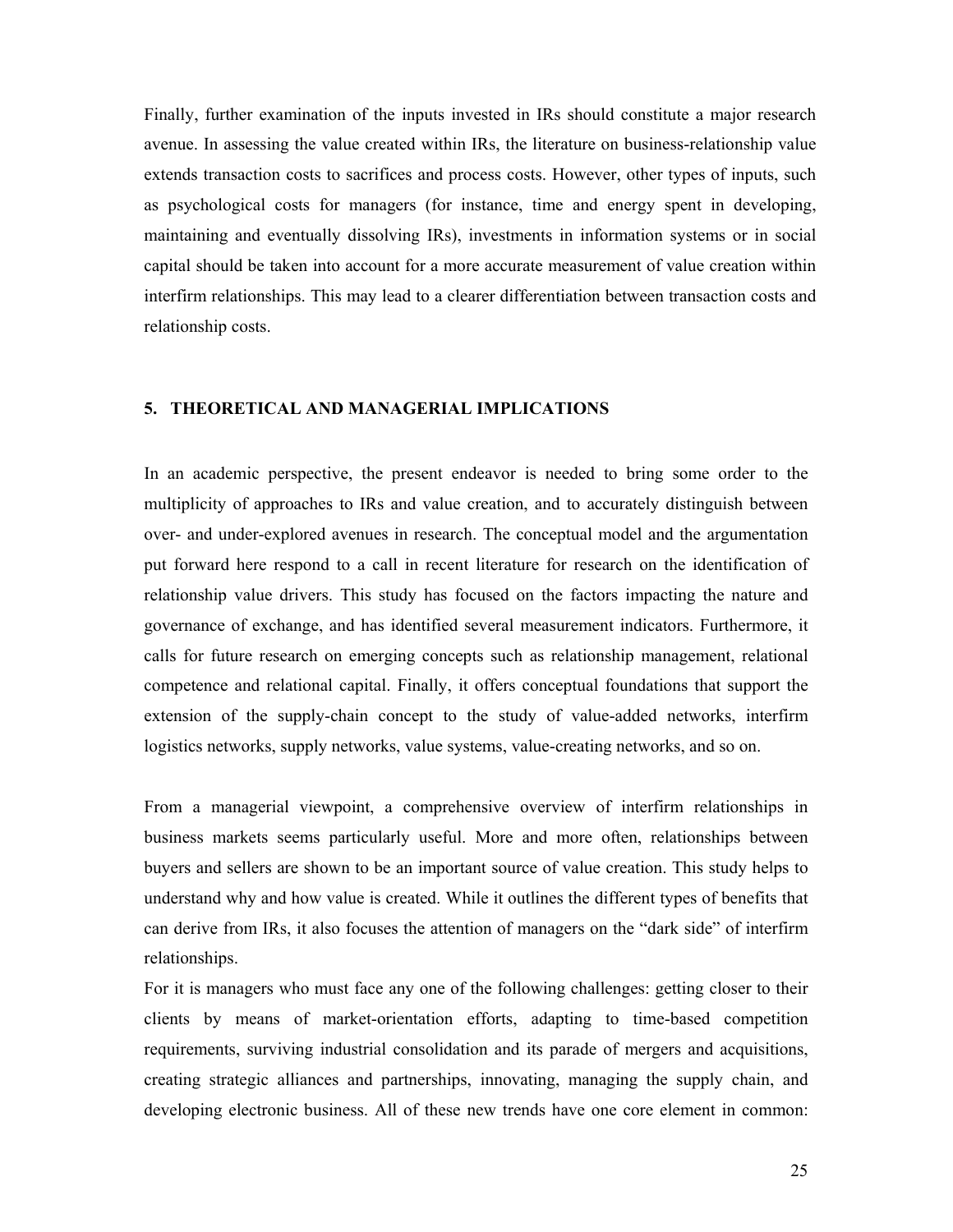Finally, further examination of the inputs invested in IRs should constitute a major research avenue. In assessing the value created within IRs, the literature on business-relationship value extends transaction costs to sacrifices and process costs. However, other types of inputs, such as psychological costs for managers (for instance, time and energy spent in developing, maintaining and eventually dissolving IRs), investments in information systems or in social capital should be taken into account for a more accurate measurement of value creation within interfirm relationships. This may lead to a clearer differentiation between transaction costs and relationship costs.

## 5. THEORETICAL AND MANAGERIAL IMPLICATIONS

In an academic perspective, the present endeavor is needed to bring some order to the multiplicity of approaches to IRs and value creation, and to accurately distinguish between over- and under-explored avenues in research. The conceptual model and the argumentation put forward here respond to a call in recent literature for research on the identification of relationship value drivers. This study has focused on the factors impacting the nature and governance of exchange, and has identified several measurement indicators. Furthermore, it calls for future research on emerging concepts such as relationship management, relational competence and relational capital. Finally, it offers conceptual foundations that support the extension of the supply-chain concept to the study of value-added networks, interfirm logistics networks, supply networks, value systems, value-creating networks, and so on.

From a managerial viewpoint, a comprehensive overview of interfirm relationships in business markets seems particularly useful. More and more often, relationships between buyers and sellers are shown to be an important source of value creation. This study helps to understand why and how value is created. While it outlines the different types of benefits that can derive from IRs, it also focuses the attention of managers on the "dark side" of interfirm relationships.

For it is managers who must face any one of the following challenges: getting closer to their clients by means of market-orientation efforts, adapting to time-based competition requirements, surviving industrial consolidation and its parade of mergers and acquisitions, creating strategic alliances and partnerships, innovating, managing the supply chain, and developing electronic business. All of these new trends have one core element in common: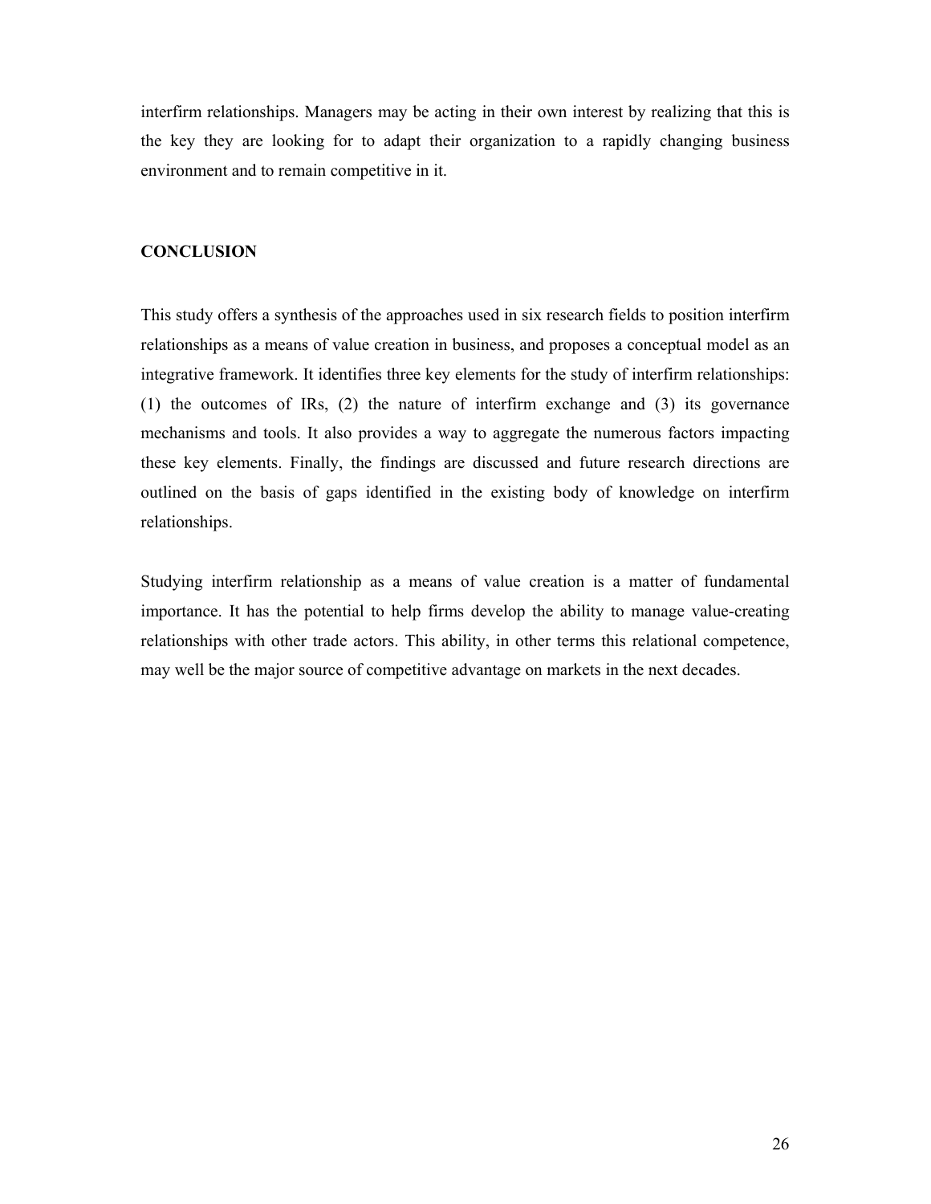interfirm relationships. Managers may be acting in their own interest by realizing that this is the key they are looking for to adapt their organization to a rapidly changing business environment and to remain competitive in it.

## CONCLUSION

This study offers a synthesis of the approaches used in six research fields to position interfirm relationships as a means of value creation in business, and proposes a conceptual model as an integrative framework. It identifies three key elements for the study of interfirm relationships: (1) the outcomes of IRs, (2) the nature of interfirm exchange and (3) its governance mechanisms and tools. It also provides a way to aggregate the numerous factors impacting these key elements. Finally, the findings are discussed and future research directions are outlined on the basis of gaps identified in the existing body of knowledge on interfirm relationships.

Studying interfirm relationship as a means of value creation is a matter of fundamental importance. It has the potential to help firms develop the ability to manage value-creating relationships with other trade actors. This ability, in other terms this relational competence, may well be the major source of competitive advantage on markets in the next decades.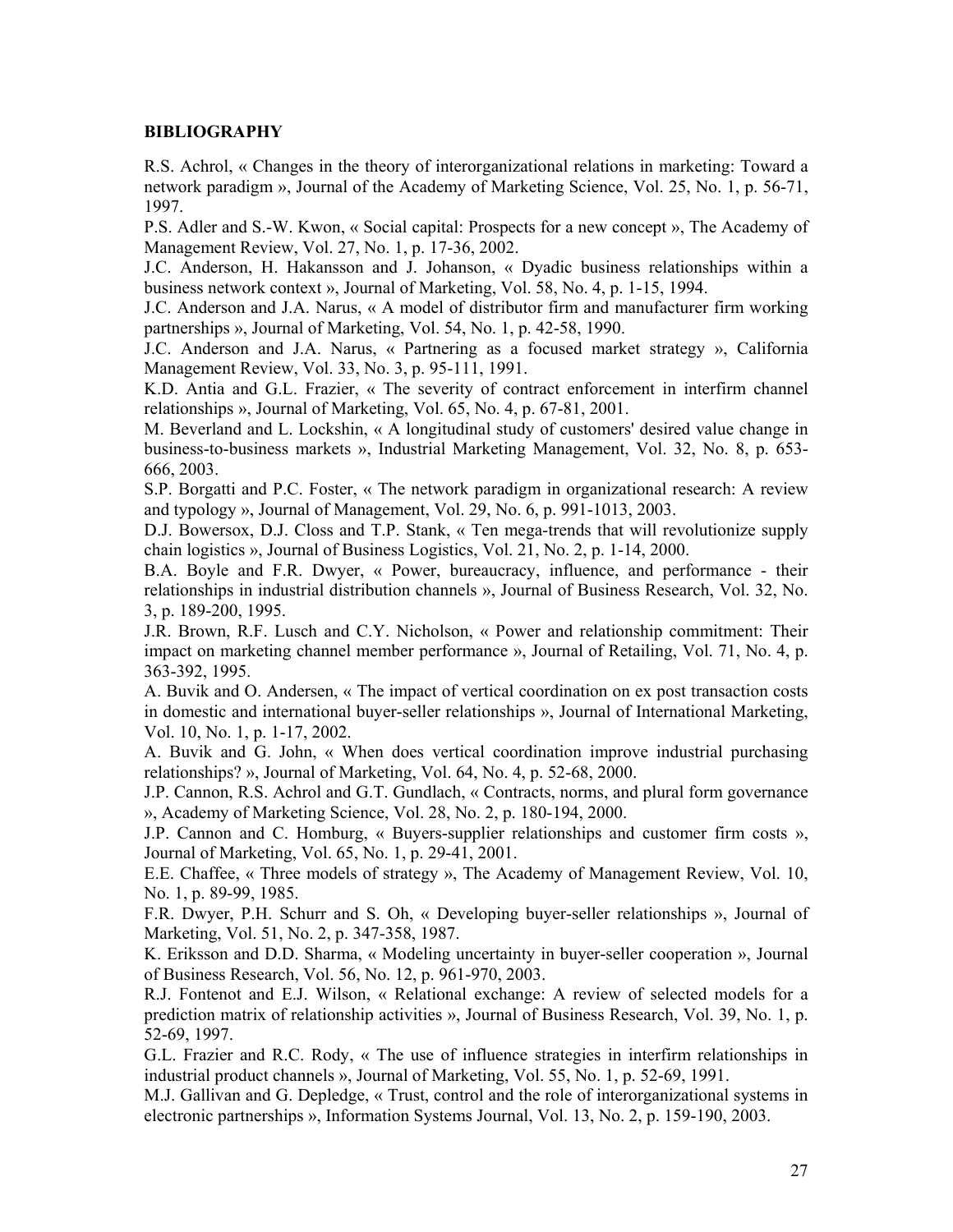**BIBLIOGRAPHY**

R.S. Achrol, « Changes in the theory of interorganizational relations in marketing: Toward a network paradigm », Journal of the Academy of Marketing Science, Vol. 25, No. 1, p. 56-71, 1997.

P.S. Adler and S.-W. Kwon, « Social capital: Prospects for a new concept », The Academy of Management Review, Vol. 27, No. 1, p. 17-36, 2002.

J.C. Anderson, H. Hakansson and J. Johanson, « Dyadic business relationships within a business network context », Journal of Marketing, Vol. 58, No. 4, p. 1-15, 1994.

J.C. Anderson and J.A. Narus, « A model of distributor firm and manufacturer firm working partnerships », Journal of Marketing, Vol. 54, No. 1, p. 42-58, 1990.

J.C. Anderson and J.A. Narus, « Partnering as a focused market strategy », California Management Review, Vol. 33, No. 3, p. 95-111, 1991.

K.D. Antia and G.L. Frazier, « The severity of contract enforcement in interfirm channel relationships », Journal of Marketing, Vol. 65, No. 4, p. 67-81, 2001.

M. Beverland and L. Lockshin, « A longitudinal study of customers' desired value change in business-to-business markets », Industrial Marketing Management, Vol. 32, No. 8, p. 653-666, 2003.

S.P. Borgatti and P.C. Foster, « The network paradigm in organizational research: A review and typology », Journal of Management, Vol. 29, No. 6, p. 991-1013, 2003.

D.J. Bowersox, D.J. Closs and T.P. Stank, « Ten mega-trends that will revolutionize supply chain logistics », Journal of Business Logistics, Vol. 21, No. 2, p. 1-14, 2000.

B.A. Boyle and F.R. Dwyer, « Power, bureaucracy, influence, and performance - their relationships in industrial distribution channels », Journal of Business Research, Vol. 32, No. 3, p. 189-200, 1995.

J.R. Brown, R.F. Lusch and C.Y. Nicholson, « Power and relationship commitment: Their impact on marketing channel member performance », Journal of Retailing, Vol. 71, No. 4, p. 363-392, 1995.

A. Buvik and O. Andersen, « The impact of vertical coordination on ex post transaction costs in domestic and international buyer-seller relationships », Journal of International Marketing, Vol. 10, No. 1, p. 1-17, 2002.

A. Buvik and G. John, « When does vertical coordination improve industrial purchasing relationships? », Journal of Marketing, Vol. 64, No. 4, p. 52-68, 2000.

J.P. Cannon, R.S. Achrol and G.T. Gundlach, « Contracts, norms, and plural form governance », Academy of Marketing Science, Vol. 28, No. 2, p. 180-194, 2000.

J.P. Cannon and C. Homburg, « Buyers-supplier relationships and customer firm costs », Journal of Marketing, Vol. 65, No. 1, p. 29-41, 2001.

E.E. Chaffee, « Three models of strategy », The Academy of Management Review, Vol. 10, No. 1, p. 89-99, 1985.

F.R. Dwyer, P.H. Schurr and S. Oh, « Developing buyer-seller relationships », Journal of Marketing, Vol. 51, No. 2, p. 347-358, 1987.

K. Eriksson and D.D. Sharma, « Modeling uncertainty in buyer-seller cooperation », Journal of Business Research, Vol. 56, No. 12, p. 961-970, 2003.

R.J. Fontenot and E.J. Wilson, « Relational exchange: A review of selected models for a prediction matrix of relationship activities », Journal of Business Research, Vol. 39, No. 1, p. 52-69, 1997.

G.L. Frazier and R.C. Rody, « The use of influence strategies in interfirm relationships in industrial product channels », Journal of Marketing, Vol. 55, No. 1, p. 52-69, 1991.

M.J. Gallivan and G. Depledge, « Trust, control and the role of interorganizational systems in electronic partnerships », Information Systems Journal, Vol. 13, No. 2, p. 159-190, 2003.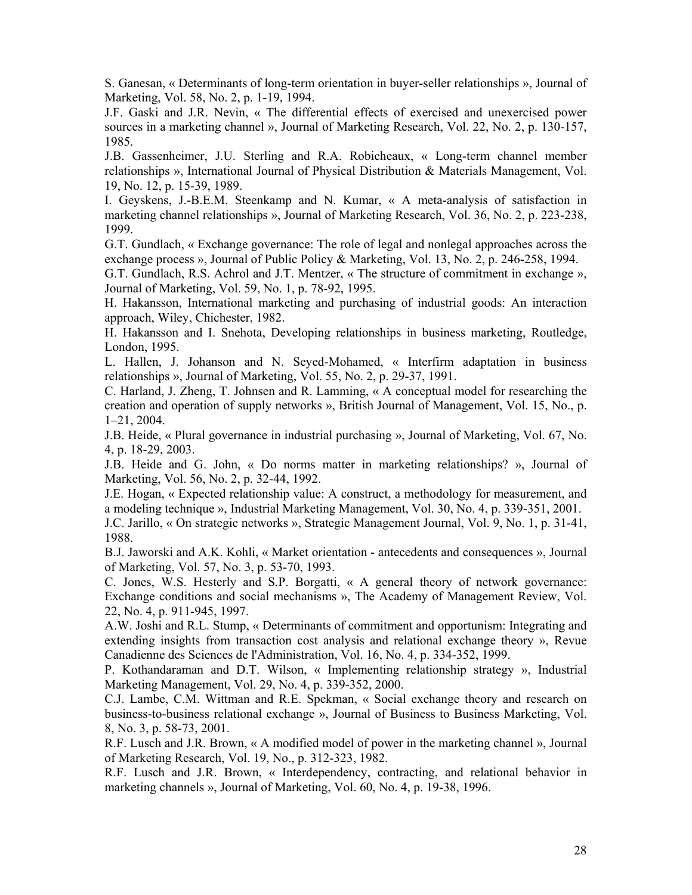S. Ganesan, « Determinants of long-term orientation in buyer-seller relationships », Journal of Marketing, Vol. 58, No. 2, p. 1-19, 1994.

J.F. Gaski and J.R. Nevin, « The differential effects of exercised and unexercised power sources in a marketing channel », Journal of Marketing Research, Vol. 22, No. 2, p. 130-157, 1985.

J.B. Gassenheimer, J.U. Sterling and R.A. Robicheaux, « Long-term channel member relationships », International Journal of Physical Distribution & Materials Management, Vol. 19, No. 12, p. 15-39, 1989.

I. Geyskens, J.-B.E.M. Steenkamp and N. Kumar, « A meta-analysis of satisfaction in marketing channel relationships », Journal of Marketing Research, Vol. 36, No. 2, p. 223-238, 1999.

G.T. Gundlach, « Exchange governance: The role of legal and nonlegal approaches across the exchange process », Journal of Public Policy & Marketing, Vol. 13, No. 2, p. 246-258, 1994.

G.T. Gundlach, R.S. Achrol and J.T. Mentzer, « The structure of commitment in exchange », Journal of Marketing, Vol. 59, No. 1, p. 78-92, 1995.

H. Hakansson, International marketing and purchasing of industrial goods: An interaction approach, Wiley, Chichester, 1982.

H. Hakansson and I. Snehota, Developing relationships in business marketing, Routledge, London, 1995.

L. Hallen, J. Johanson and N. Seyed-Mohamed, « Interfirm adaptation in business relationships », Journal of Marketing, Vol. 55, No. 2, p. 29-37, 1991.

C. Harland, J. Zheng, T. Johnsen and R. Lamming, « A conceptual model for researching the creation and operation of supply networks », British Journal of Management, Vol. 15, No., p. 1–21, 2004.

J.B. Heide, « Plural governance in industrial purchasing », Journal of Marketing, Vol. 67, No. 4, p. 18-29, 2003.

J.B. Heide and G. John, « Do norms matter in marketing relationships? », Journal of Marketing, Vol. 56, No. 2, p. 32-44, 1992.

J.E. Hogan, « Expected relationship value: A construct, a methodology for measurement, and a modeling technique », Industrial Marketing Management, Vol. 30, No. 4, p. 339-351, 2001.

J.C. Jarillo, « On strategic networks », Strategic Management Journal, Vol. 9, No. 1, p. 31-41, 1988.

B.J. Jaworski and A.K. Kohli, « Market orientation - antecedents and consequences », Journal of Marketing, Vol. 57, No. 3, p. 53-70, 1993.

C. Jones, W.S. Hesterly and S.P. Borgatti, « A general theory of network governance: Exchange conditions and social mechanisms », The Academy of Management Review, Vol. 22, No. 4, p. 911-945, 1997.

A.W. Joshi and R.L. Stump, « Determinants of commitment and opportunism: Integrating and extending insights from transaction cost analysis and relational exchange theory », Revue Canadienne des Sciences de l'Administration, Vol. 16, No. 4, p. 334-352, 1999.

P. Kothandaraman and D.T. Wilson, « Implementing relationship strategy », Industrial Marketing Management, Vol. 29, No. 4, p. 339-352, 2000.

C.J. Lambe, C.M. Wittman and R.E. Spekman, « Social exchange theory and research on business-to-business relational exchange », Journal of Business to Business Marketing, Vol. 8, No. 3, p. 58-73, 2001.

R.F. Lusch and J.R. Brown, « A modified model of power in the marketing channel », Journal of Marketing Research, Vol. 19, No., p. 312-323, 1982.

R.F. Lusch and J.R. Brown, « Interdependency, contracting, and relational behavior in marketing channels », Journal of Marketing, Vol. 60, No. 4, p. 19-38, 1996.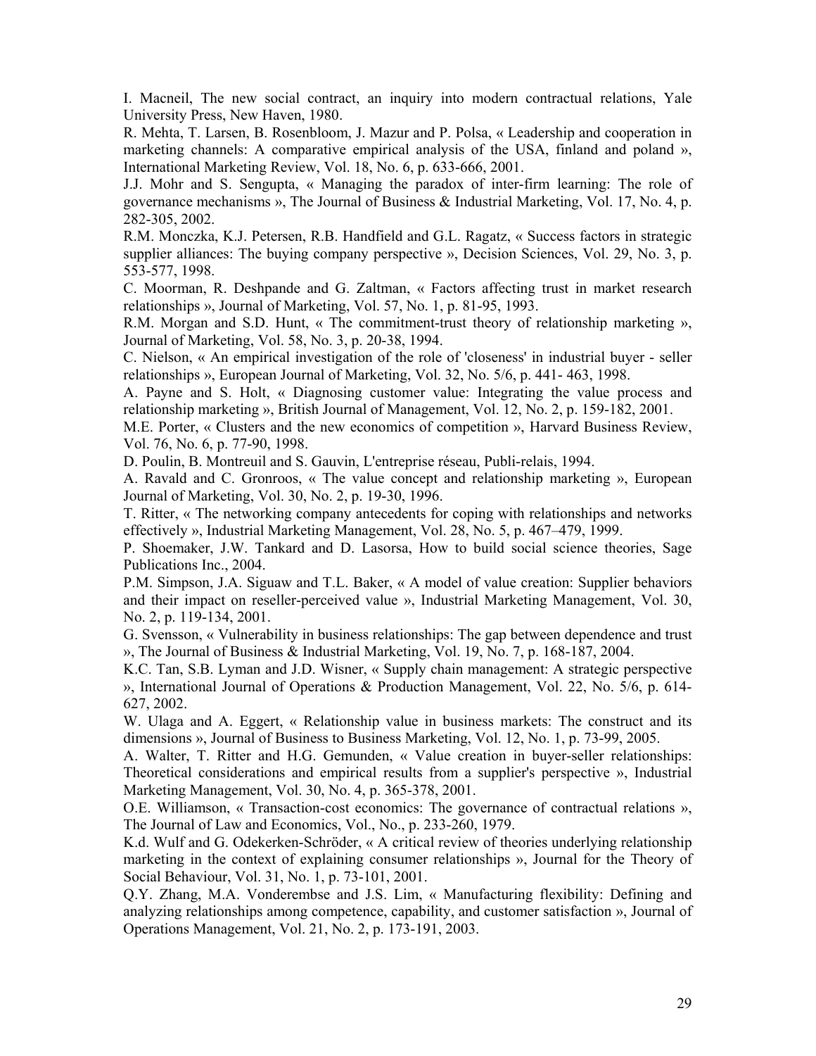I. Macneil, The new social contract, an inquiry into modern contractual relations, Yale University Press, New Haven, 1980.

R. Mehta, T. Larsen, B. Rosenbloom, J. Mazur and P. Polsa, « Leadership and cooperation in marketing channels: A comparative empirical analysis of the USA, finland and poland », International Marketing Review, Vol. 18, No. 6, p. 633-666, 2001.

J.J. Mohr and S. Sengupta, « Managing the paradox of inter-firm learning: The role of governance mechanisms », The Journal of Business & Industrial Marketing, Vol. 17, No. 4, p. 282-305, 2002.

R.M. Monczka, K.J. Petersen, R.B. Handfield and G.L. Ragatz, « Success factors in strategic supplier alliances: The buying company perspective », Decision Sciences, Vol. 29, No. 3, p. 553-577, 1998.

C. Moorman, R. Deshpande and G. Zaltman, « Factors affecting trust in market research relationships », Journal of Marketing, Vol. 57, No. 1, p. 81-95, 1993.

R.M. Morgan and S.D. Hunt, « The commitment-trust theory of relationship marketing », Journal of Marketing, Vol. 58, No. 3, p. 20-38, 1994.

C. Nielson, « An empirical investigation of the role of 'closeness' in industrial buyer - seller relationships », European Journal of Marketing, Vol. 32, No. 5/6, p. 441- 463, 1998.

A. Payne and S. Holt, « Diagnosing customer value: Integrating the value process and relationship marketing », British Journal of Management, Vol. 12, No. 2, p. 159-182, 2001.

M.E. Porter, « Clusters and the new economics of competition », Harvard Business Review, Vol. 76, No. 6, p. 77-90, 1998.

D. Poulin, B. Montreuil and S. Gauvin, L'entreprise réseau, Publi-relais, 1994.

A. Ravald and C. Gronroos, « The value concept and relationship marketing », European Journal of Marketing, Vol. 30, No. 2, p. 19-30, 1996.

T. Ritter, « The networking company antecedents for coping with relationships and networks effectively », Industrial Marketing Management, Vol. 28, No. 5, p. 467–479, 1999.

P. Shoemaker, J.W. Tankard and D. Lasorsa, How to build social science theories, Sage Publications Inc., 2004.

P.M. Simpson, J.A. Siguaw and T.L. Baker, « A model of value creation: Supplier behaviors and their impact on reseller-perceived value », Industrial Marketing Management, Vol. 30, No. 2, p. 119-134, 2001.

G. Svensson, « Vulnerability in business relationships: The gap between dependence and trust », The Journal of Business & Industrial Marketing, Vol. 19, No. 7, p. 168-187, 2004.

K.C. Tan, S.B. Lyman and J.D. Wisner, « Supply chain management: A strategic perspective », International Journal of Operations & Production Management, Vol. 22, No. 5/6, p. 614-627, 2002.

W. Ulaga and A. Eggert, « Relationship value in business markets: The construct and its dimensions », Journal of Business to Business Marketing, Vol. 12, No. 1, p. 73-99, 2005.

A. Walter, T. Ritter and H.G. Gemunden, « Value creation in buyer-seller relationships: Theoretical considerations and empirical results from a supplier's perspective », Industrial Marketing Management, Vol. 30, No. 4, p. 365-378, 2001.

O.E. Williamson, « Transaction-cost economics: The governance of contractual relations », The Journal of Law and Economics, Vol., No., p. 233-260, 1979.

K.d. Wulf and G. Odekerken-Schröder, « A critical review of theories underlying relationship marketing in the context of explaining consumer relationships », Journal for the Theory of Social Behaviour, Vol. 31, No. 1, p. 73-101, 2001.

Q.Y. Zhang, M.A. Vonderembse and J.S. Lim, « Manufacturing flexibility: Defining and analyzing relationships among competence, capability, and customer satisfaction », Journal of Operations Management, Vol. 21, No. 2, p. 173-191, 2003.